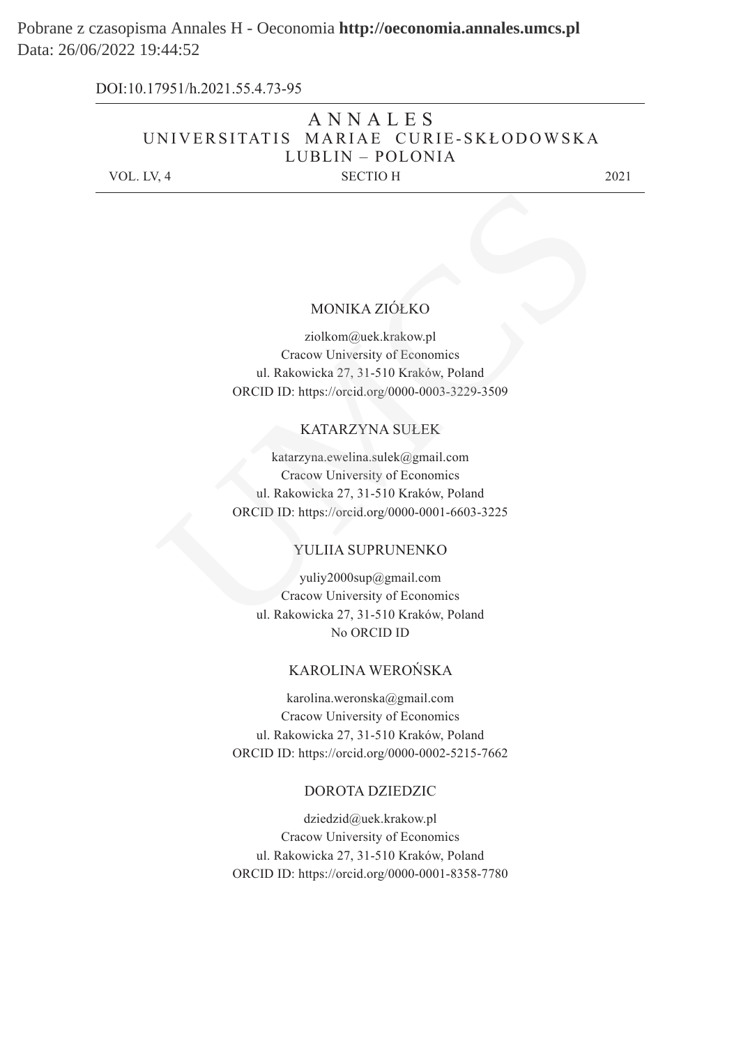Pobrane z czasopisma Annales H - Oeconomia **http://oeconomia.annales.umcs.pl**
Data: 26/06/2022 19:44:52

DOI:10.17951/h.2021.55.4.73-95

ANNALES
UNIVERSITATIS MARIAE CURIE-SKŁODOWSKA
LUBLIN – POLONIA

VOL. LV, 4 SECTIO H 2021

MONIKA ZIÓŁKO

ziolkom@uek.krakow.pl
Cracow University of Economics
ul. Rakowicka 27, 31-510 Kraków, Poland
ORCID ID: https://orcid.org/0000-0003-3229-3509

KATARZYNA SUŁEK

katarzyna.ewelina.sulek@gmail.com
Cracow University of Economics
ul. Rakowicka 27, 31-510 Kraków, Poland
ORCID ID: https://orcid.org/0000-0001-6603-3225

YULIIA SUPRUNENKO

yuliy2000sup@gmail.com
Cracow University of Economics
ul. Rakowicka 27, 31-510 Kraków, Poland
No ORCID ID

KAROLINA WEROŃSKA

karolina.weronska@gmail.com
Cracow University of Economics
ul. Rakowicka 27, 31-510 Kraków, Poland
ORCID ID: https://orcid.org/0000-0002-5215-7662

DOROTA DZIEDZIC

dziedzid@uek.krakow.pl
Cracow University of Economics
ul. Rakowicka 27, 31-510 Kraków, Poland
ORCID ID: https://orcid.org/0000-0001-8358-7780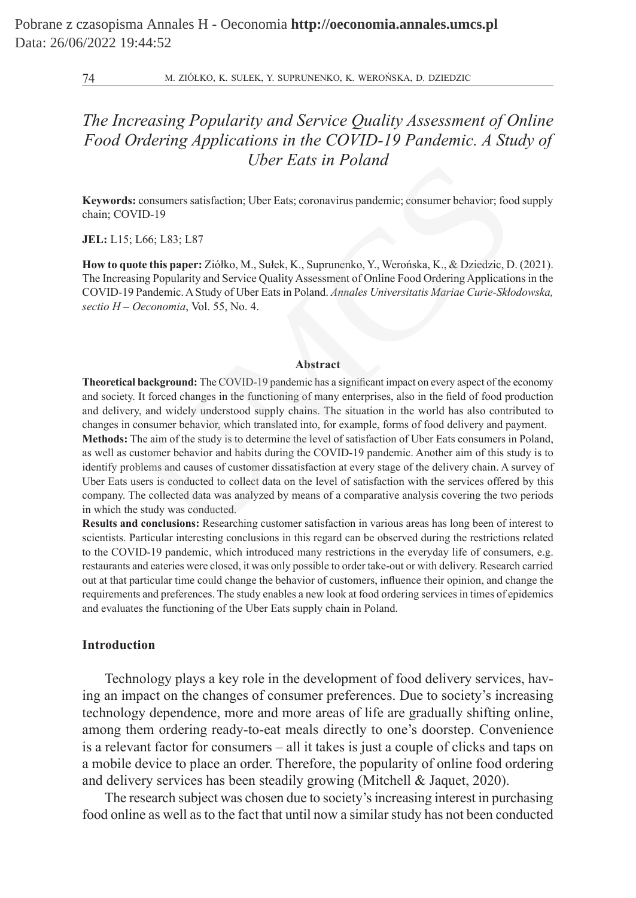# *The Increasing Popularity and Service Quality Assessment of Online Food Ordering Applications in the COVID-19 Pandemic. A Study of Uber Eats in Poland*

**Keywords:** consumers satisfaction; Uber Eats; coronavirus pandemic; consumer behavior; food supply chain; COVID-19

**JEL:** L15; L66; L83; L87

**How to quote this paper:** Ziółko, M., Sułek, K., Suprunenko, Y., Werońska, K., & Dziedzic, D. (2021). The Increasing Popularity and Service Quality Assessment of Online Food Ordering Applications in the COVID-19 Pandemic. A Study of Uber Eats in Poland. *Annales Universitatis Mariae Curie-Skłodowska, sectio H – Oeconomia*, Vol. 55, No. 4.

### Abstract

**Theoretical background:** The COVID-19 pandemic has a significant impact on every aspect of the economy and society. It forced changes in the functioning of many enterprises, also in the field of food production and delivery, and widely understood supply chains. The situation in the world has also contributed to changes in consumer behavior, which translated into, for example, forms of food delivery and payment.

**Methods:** The aim of the study is to determine the level of satisfaction of Uber Eats consumers in Poland, as well as customer behavior and habits during the COVID-19 pandemic. Another aim of this study is to identify problems and causes of customer dissatisfaction at every stage of the delivery chain. A survey of Uber Eats users is conducted to collect data on the level of satisfaction with the services offered by this company. The collected data was analyzed by means of a comparative analysis covering the two periods in which the study was conducted.

**Results and conclusions:** Researching customer satisfaction in various areas has long been of interest to scientists. Particular interesting conclusions in this regard can be observed during the restrictions related to the COVID-19 pandemic, which introduced many restrictions in the everyday life of consumers, e.g. restaurants and eateries were closed, it was only possible to order take-out or with delivery. Research carried out at that particular time could change the behavior of customers, influence their opinion, and change the requirements and preferences. The study enables a new look at food ordering services in times of epidemics and evaluates the functioning of the Uber Eats supply chain in Poland.

## Introduction

Technology plays a key role in the development of food delivery services, having an impact on the changes of consumer preferences. Due to society's increasing technology dependence, more and more areas of life are gradually shifting online, among them ordering ready-to-eat meals directly to one's doorstep. Convenience is a relevant factor for consumers – all it takes is just a couple of clicks and taps on a mobile device to place an order. Therefore, the popularity of online food ordering and delivery services has been steadily growing (Mitchell & Jaquet, 2020).

The research subject was chosen due to society's increasing interest in purchasing food online as well as to the fact that until now a similar study has not been conducted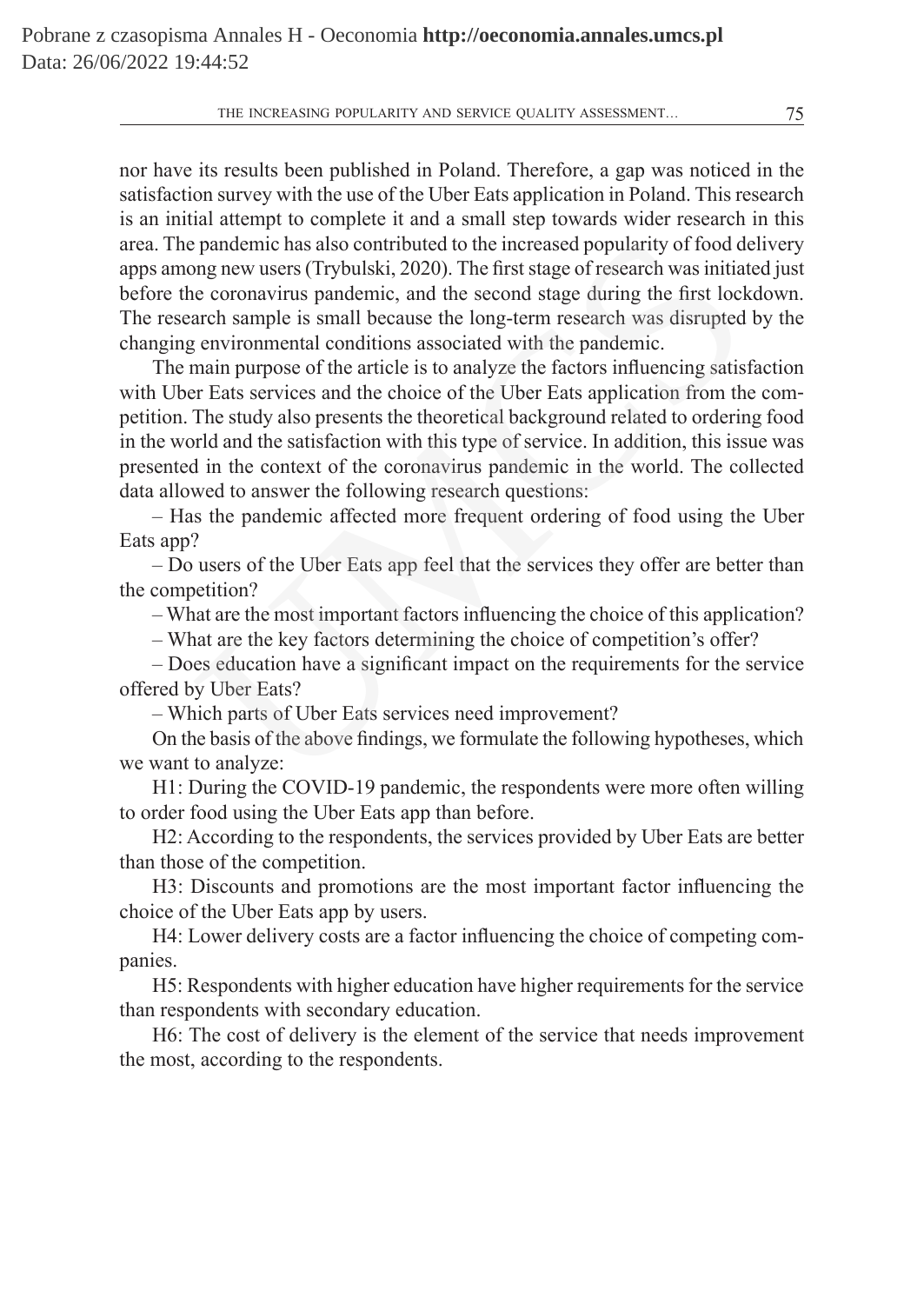nor have its results been published in Poland. Therefore, a gap was noticed in the satisfaction survey with the use of the Uber Eats application in Poland. This research is an initial attempt to complete it and a small step towards wider research in this area. The pandemic has also contributed to the increased popularity of food delivery apps among new users (Trybulski, 2020). The first stage of research was initiated just before the coronavirus pandemic, and the second stage during the first lockdown. The research sample is small because the long-term research was disrupted by the changing environmental conditions associated with the pandemic.

The main purpose of the article is to analyze the factors influencing satisfaction with Uber Eats services and the choice of the Uber Eats application from the competition. The study also presents the theoretical background related to ordering food in the world and the satisfaction with this type of service. In addition, this issue was presented in the context of the coronavirus pandemic in the world. The collected data allowed to answer the following research questions:

– Has the pandemic affected more frequent ordering of food using the Uber Eats app?

– Do users of the Uber Eats app feel that the services they offer are better than the competition?

– What are the most important factors influencing the choice of this application?

– What are the key factors determining the choice of competition's offer?

– Does education have a significant impact on the requirements for the service offered by Uber Eats?

– Which parts of Uber Eats services need improvement?

On the basis of the above findings, we formulate the following hypotheses, which we want to analyze:

H1: During the COVID-19 pandemic, the respondents were more often willing to order food using the Uber Eats app than before.

H2: According to the respondents, the services provided by Uber Eats are better than those of the competition.

H3: Discounts and promotions are the most important factor influencing the choice of the Uber Eats app by users.

H4: Lower delivery costs are a factor influencing the choice of competing companies.

H5: Respondents with higher education have higher requirements for the service than respondents with secondary education.

H6: The cost of delivery is the element of the service that needs improvement the most, according to the respondents.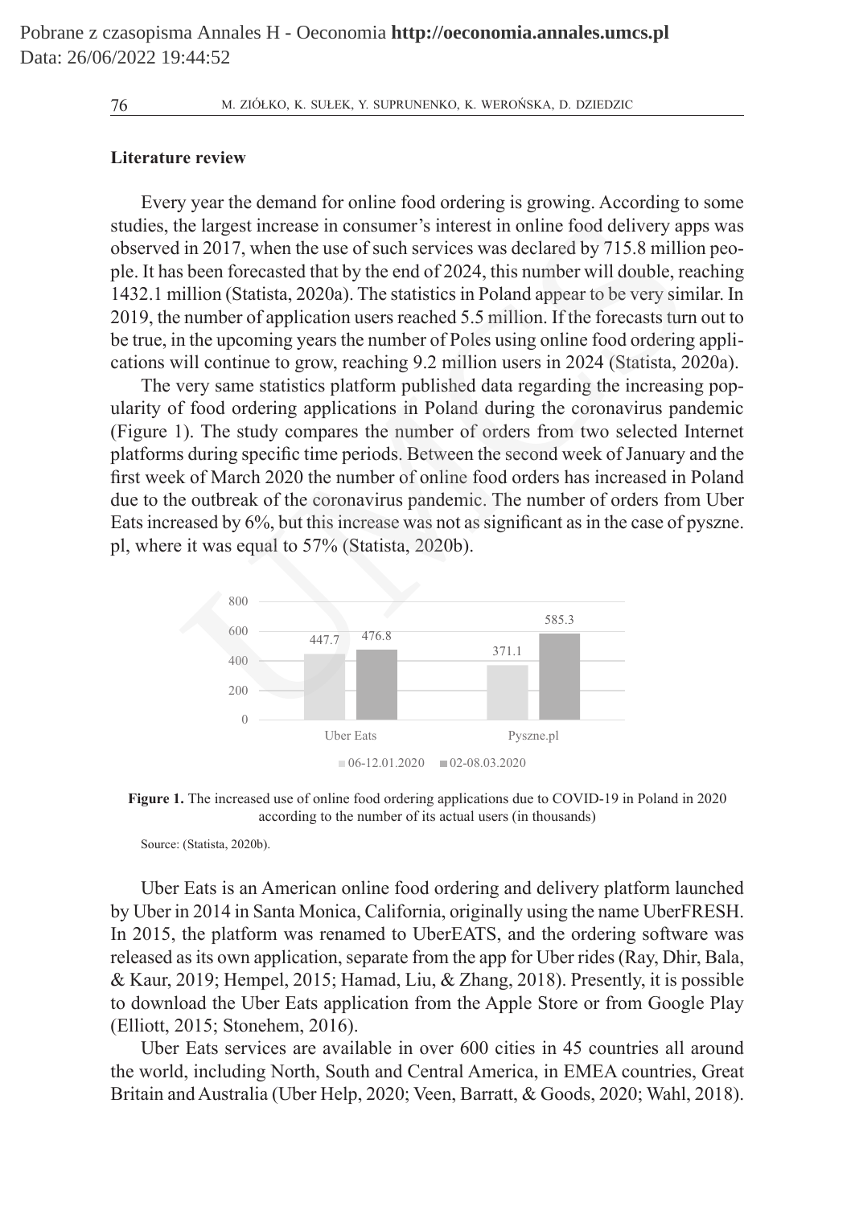## Literature review

Every year the demand for online food ordering is growing. According to some studies, the largest increase in consumer's interest in online food delivery apps was observed in 2017, when the use of such services was declared by 715.8 million people. It has been forecasted that by the end of 2024, this number will double, reaching 1432.1 million (Statista, 2020a). The statistics in Poland appear to be very similar. In 2019, the number of application users reached 5.5 million. If the forecasts turn out to be true, in the upcoming years the number of Poles using online food ordering applications will continue to grow, reaching 9.2 million users in 2024 (Statista, 2020a).

The very same statistics platform published data regarding the increasing popularity of food ordering applications in Poland during the coronavirus pandemic (Figure 1). The study compares the number of orders from two selected Internet platforms during specific time periods. Between the second week of January and the first week of March 2020 the number of online food orders has increased in Poland due to the outbreak of the coronavirus pandemic. The number of orders from Uber Eats increased by 6%, but this increase was not as significant as in the case of pyszne.pl, where it was equal to 57% (Statista, 2020b).

800
600
400
200
0

447.7
476.8
371.1
585.3

Uber Eats
Pyszne.pl

06-12.01.2020
02-08.03.2020

**Figure 1.** The increased use of online food ordering applications due to COVID-19 in Poland in 2020 according to the number of its actual users (in thousands)

Source: (Statista, 2020b).

Uber Eats is an American online food ordering and delivery platform launched by Uber in 2014 in Santa Monica, California, originally using the name UberFRESH. In 2015, the platform was renamed to UberEATS, and the ordering software was released as its own application, separate from the app for Uber rides (Ray, Dhir, Bala, & Kaur, 2019; Hempel, 2015; Hamad, Liu, & Zhang, 2018). Presently, it is possible to download the Uber Eats application from the Apple Store or from Google Play (Elliott, 2015; Stonehem, 2016).

Uber Eats services are available in over 600 cities in 45 countries all around the world, including North, South and Central America, in EMEA countries, Great Britain and Australia (Uber Help, 2020; Veen, Barratt, & Goods, 2020; Wahl, 2018).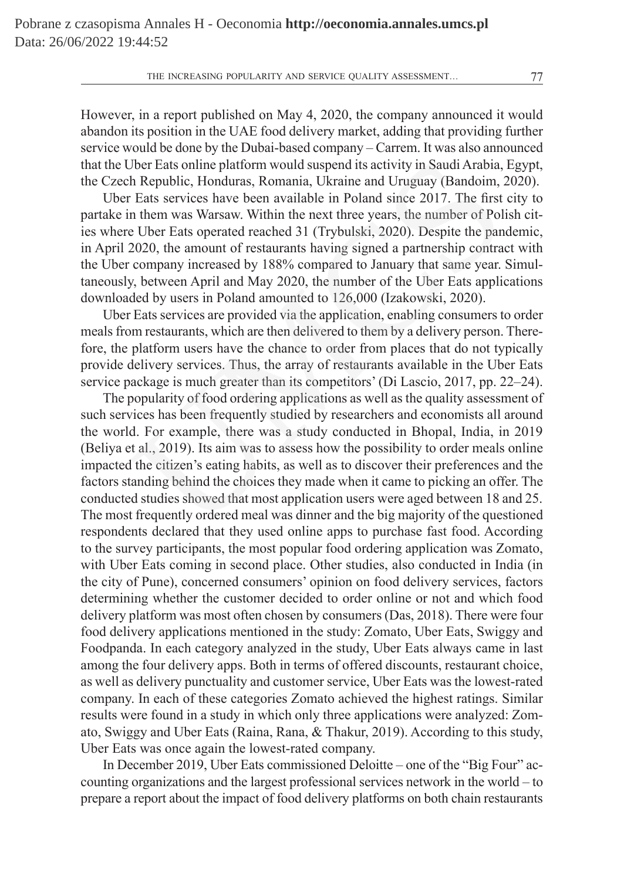However, in a report published on May 4, 2020, the company announced it would abandon its position in the UAE food delivery market, adding that providing further service would be done by the Dubai-based company – Carrem. It was also announced that the Uber Eats online platform would suspend its activity in Saudi Arabia, Egypt, the Czech Republic, Honduras, Romania, Ukraine and Uruguay (Bandoim, 2020).

Uber Eats services have been available in Poland since 2017. The first city to partake in them was Warsaw. Within the next three years, the number of Polish cities where Uber Eats operated reached 31 (Trybulski, 2020). Despite the pandemic, in April 2020, the amount of restaurants having signed a partnership contract with the Uber company increased by 188% compared to January that same year. Simultaneously, between April and May 2020, the number of the Uber Eats applications downloaded by users in Poland amounted to 126,000 (Izakowski, 2020).

Uber Eats services are provided via the application, enabling consumers to order meals from restaurants, which are then delivered to them by a delivery person. Therefore, the platform users have the chance to order from places that do not typically provide delivery services. Thus, the array of restaurants available in the Uber Eats service package is much greater than its competitors' (Di Lascio, 2017, pp. 22–24).

The popularity of food ordering applications as well as the quality assessment of such services has been frequently studied by researchers and economists all around the world. For example, there was a study conducted in Bhopal, India, in 2019 (Beliya et al., 2019). Its aim was to assess how the possibility to order meals online impacted the citizen's eating habits, as well as to discover their preferences and the factors standing behind the choices they made when it came to picking an offer. The conducted studies showed that most application users were aged between 18 and 25. The most frequently ordered meal was dinner and the big majority of the questioned respondents declared that they used online apps to purchase fast food. According to the survey participants, the most popular food ordering application was Zomato, with Uber Eats coming in second place. Other studies, also conducted in India (in the city of Pune), concerned consumers' opinion on food delivery services, factors determining whether the customer decided to order online or not and which food delivery platform was most often chosen by consumers (Das, 2018). There were four food delivery applications mentioned in the study: Zomato, Uber Eats, Swiggy and Foodpanda. In each category analyzed in the study, Uber Eats always came in last among the four delivery apps. Both in terms of offered discounts, restaurant choice, as well as delivery punctuality and customer service, Uber Eats was the lowest-rated company. In each of these categories Zomato achieved the highest ratings. Similar results were found in a study in which only three applications were analyzed: Zomato, Swiggy and Uber Eats (Raina, Rana, & Thakur, 2019). According to this study, Uber Eats was once again the lowest-rated company.

In December 2019, Uber Eats commissioned Deloitte – one of the "Big Four" accounting organizations and the largest professional services network in the world – to prepare a report about the impact of food delivery platforms on both chain restaurants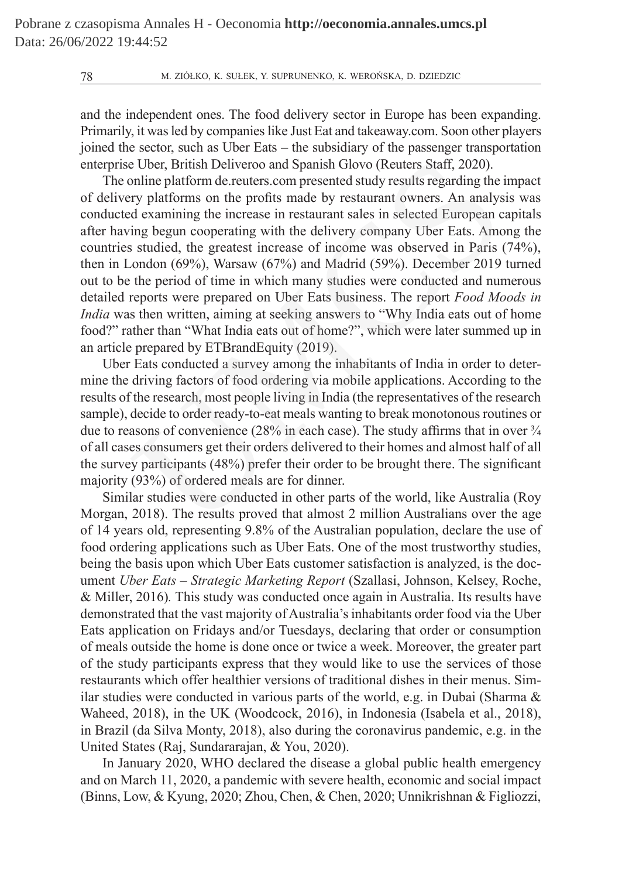and the independent ones. The food delivery sector in Europe has been expanding. Primarily, it was led by companies like Just Eat and takeaway.com. Soon other players joined the sector, such as Uber Eats – the subsidiary of the passenger transportation enterprise Uber, British Deliveroo and Spanish Glovo (Reuters Staff, 2020).

The online platform de.reuters.com presented study results regarding the impact of delivery platforms on the profits made by restaurant owners. An analysis was conducted examining the increase in restaurant sales in selected European capitals after having begun cooperating with the delivery company Uber Eats. Among the countries studied, the greatest increase of income was observed in Paris (74%), then in London (69%), Warsaw (67%) and Madrid (59%). December 2019 turned out to be the period of time in which many studies were conducted and numerous detailed reports were prepared on Uber Eats business. The report *Food Moods in India* was then written, aiming at seeking answers to "Why India eats out of home food?" rather than "What India eats out of home?", which were later summed up in an article prepared by ETBrandEquity (2019).

Uber Eats conducted a survey among the inhabitants of India in order to determine the driving factors of food ordering via mobile applications. According to the results of the research, most people living in India (the representatives of the research sample), decide to order ready-to-eat meals wanting to break monotonous routines or due to reasons of convenience (28% in each case). The study affirms that in over ¾ of all cases consumers get their orders delivered to their homes and almost half of all the survey participants (48%) prefer their order to be brought there. The significant majority (93%) of ordered meals are for dinner.

Similar studies were conducted in other parts of the world, like Australia (Roy Morgan, 2018). The results proved that almost 2 million Australians over the age of 14 years old, representing 9.8% of the Australian population, declare the use of food ordering applications such as Uber Eats. One of the most trustworthy studies, being the basis upon which Uber Eats customer satisfaction is analyzed, is the document *Uber Eats – Strategic Marketing Report* (Szallasi, Johnson, Kelsey, Roche, & Miller, 2016). This study was conducted once again in Australia. Its results have demonstrated that the vast majority of Australia's inhabitants order food via the Uber Eats application on Fridays and/or Tuesdays, declaring that order or consumption of meals outside the home is done once or twice a week. Moreover, the greater part of the study participants express that they would like to use the services of those restaurants which offer healthier versions of traditional dishes in their menus. Similar studies were conducted in various parts of the world, e.g. in Dubai (Sharma & Waheed, 2018), in the UK (Woodcock, 2016), in Indonesia (Isabela et al., 2018), in Brazil (da Silva Monty, 2018), also during the coronavirus pandemic, e.g. in the United States (Raj, Sundararajan, & You, 2020).

In January 2020, WHO declared the disease a global public health emergency and on March 11, 2020, a pandemic with severe health, economic and social impact (Binns, Low, & Kyung, 2020; Zhou, Chen, & Chen, 2020; Unnikrishnan & Figliozzi,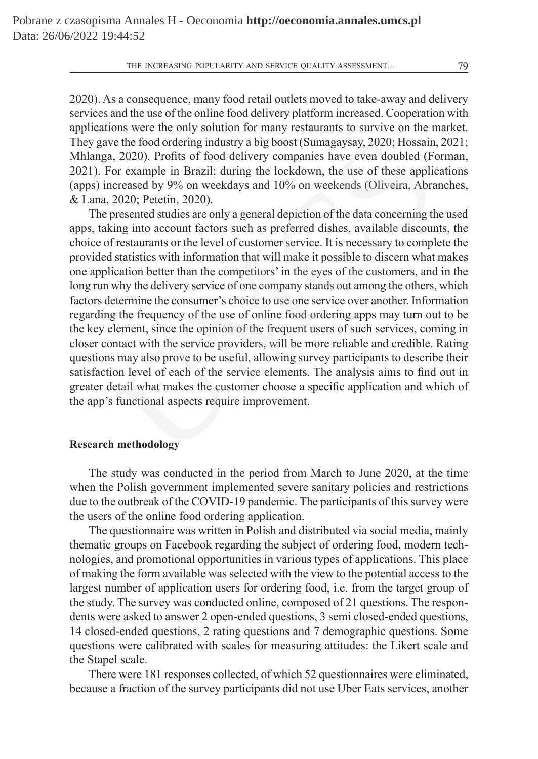2020). As a consequence, many food retail outlets moved to take-away and delivery services and the use of the online food delivery platform increased. Cooperation with applications were the only solution for many restaurants to survive on the market. They gave the food ordering industry a big boost (Sumagaysay, 2020; Hossain, 2021; Mhlanga, 2020). Profits of food delivery companies have even doubled (Forman, 2021). For example in Brazil: during the lockdown, the use of these applications (apps) increased by 9% on weekdays and 10% on weekends (Oliveira, Abranches, & Lana, 2020; Petetin, 2020).

The presented studies are only a general depiction of the data concerning the used apps, taking into account factors such as preferred dishes, available discounts, the choice of restaurants or the level of customer service. It is necessary to complete the provided statistics with information that will make it possible to discern what makes one application better than the competitors' in the eyes of the customers, and in the long run why the delivery service of one company stands out among the others, which factors determine the consumer's choice to use one service over another. Information regarding the frequency of the use of online food ordering apps may turn out to be the key element, since the opinion of the frequent users of such services, coming in closer contact with the service providers, will be more reliable and credible. Rating questions may also prove to be useful, allowing survey participants to describe their satisfaction level of each of the service elements. The analysis aims to find out in greater detail what makes the customer choose a specific application and which of the app's functional aspects require improvement.

## Research methodology

The study was conducted in the period from March to June 2020, at the time when the Polish government implemented severe sanitary policies and restrictions due to the outbreak of the COVID-19 pandemic. The participants of this survey were the users of the online food ordering application.

The questionnaire was written in Polish and distributed via social media, mainly thematic groups on Facebook regarding the subject of ordering food, modern technologies, and promotional opportunities in various types of applications. This place of making the form available was selected with the view to the potential access to the largest number of application users for ordering food, i.e. from the target group of the study. The survey was conducted online, composed of 21 questions. The respondents were asked to answer 2 open-ended questions, 3 semi closed-ended questions, 14 closed-ended questions, 2 rating questions and 7 demographic questions. Some questions were calibrated with scales for measuring attitudes: the Likert scale and the Stapel scale.

There were 181 responses collected, of which 52 questionnaires were eliminated, because a fraction of the survey participants did not use Uber Eats services, another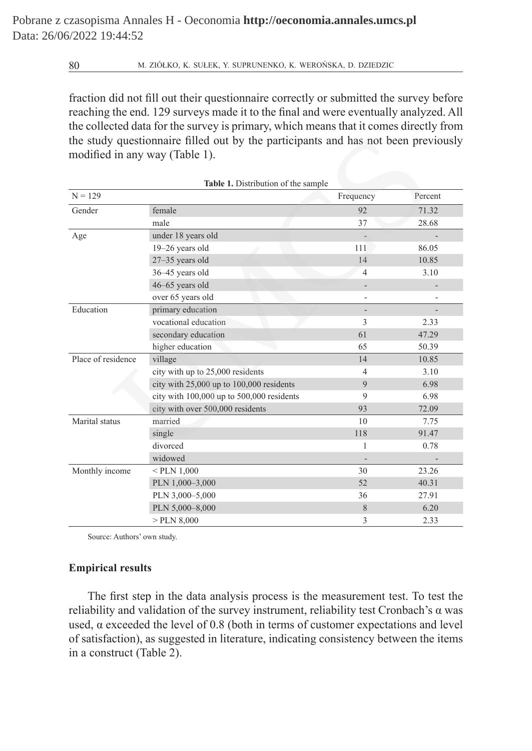fraction did not fill out their questionnaire correctly or submitted the survey before reaching the end. 129 surveys made it to the final and were eventually analyzed. All the collected data for the survey is primary, which means that it comes directly from the study questionnaire filled out by the participants and has not been previously modified in any way (Table 1).

**Table 1.** Distribution of the sample

| N = 129 | | Frequency | Percent |
|---|---|---|---|
| Gender | female | 92 | 71.32 |
| | male | 37 | 28.68 |
| Age | under 18 years old | - | - |
| | 19–26 years old | 111 | 86.05 |
| | 27–35 years old | 14 | 10.85 |
| | 36–45 years old | 4 | 3.10 |
| | 46–65 years old | - | - |
| | over 65 years old | - | - |
| Education | primary education | - | - |
| | vocational education | 3 | 2.33 |
| | secondary education | 61 | 47.29 |
| | higher education | 65 | 50.39 |
| Place of residence | village | 14 | 10.85 |
| | city with up to 25,000 residents | 4 | 3.10 |
| | city with 25,000 up to 100,000 residents | 9 | 6.98 |
| | city with 100,000 up to 500,000 residents | 9 | 6.98 |
| | city with over 500,000 residents | 93 | 72.09 |
| Marital status | married | 10 | 7.75 |
| | single | 118 | 91.47 |
| | divorced | 1 | 0.78 |
| | widowed | - | - |
| Monthly income | < PLN 1,000 | 30 | 23.26 |
| | PLN 1,000–3,000 | 52 | 40.31 |
| | PLN 3,000–5,000 | 36 | 27.91 |
| | PLN 5,000–8,000 | 8 | 6.20 |
| | > PLN 8,000 | 3 | 2.33 |

Source: Authors' own study.

### Empirical results

The first step in the data analysis process is the measurement test. To test the reliability and validation of the survey instrument, reliability test Cronbach's $\alpha$ was used, $\alpha$ exceeded the level of 0.8 (both in terms of customer expectations and level of satisfaction), as suggested in literature, indicating consistency between the items in a construct (Table 2).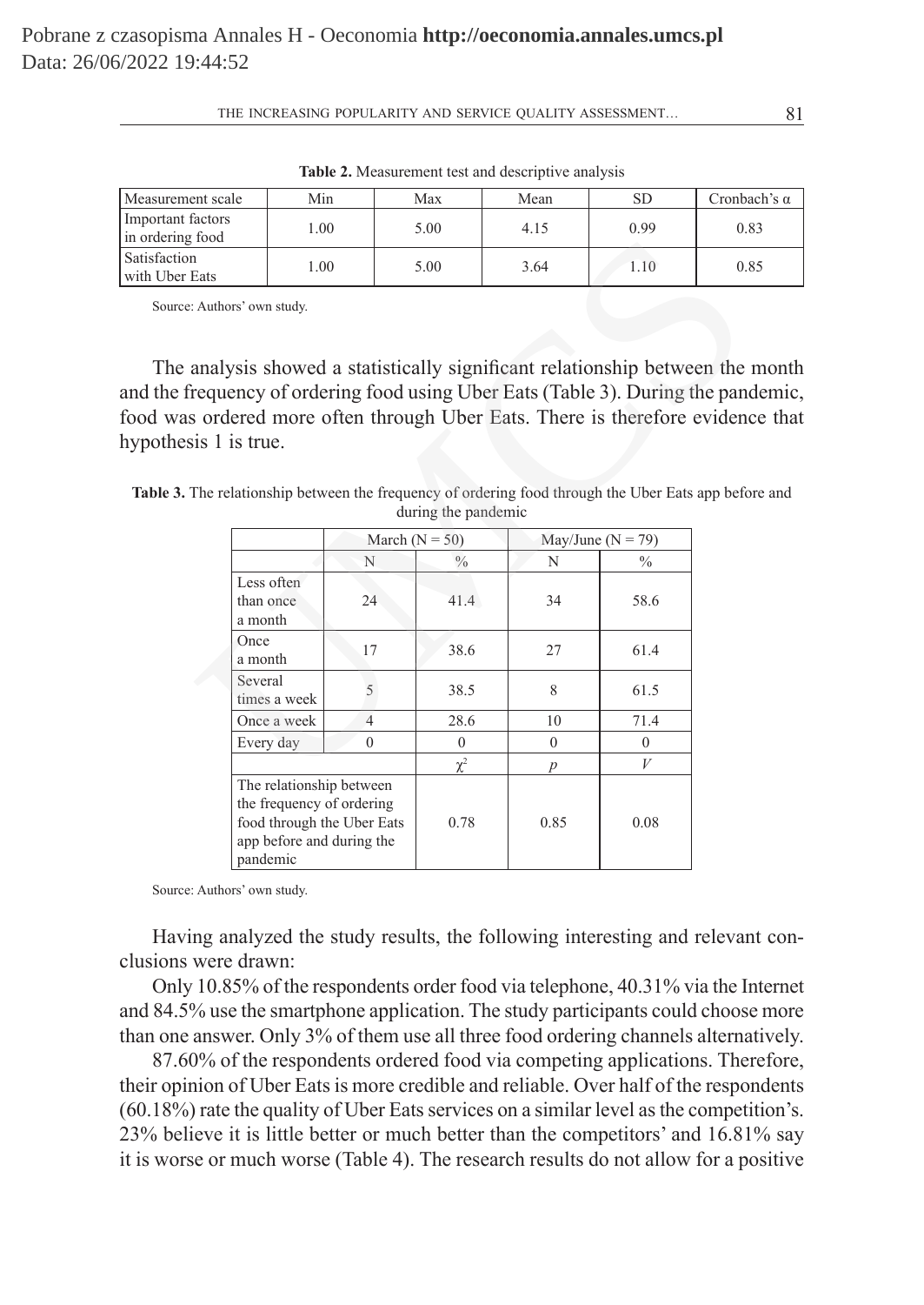**Table 2.** Measurement test and descriptive analysis

| Measurement scale | Min | Max | Mean | SD | Cronbach's α |
|---|---|---|---|---|---|
| Important factors in ordering food | 1.00 | 5.00 | 4.15 | 0.99 | 0.83 |
| Satisfaction with Uber Eats | 1.00 | 5.00 | 3.64 | 1.10 | 0.85 |

Source: Authors' own study.

The analysis showed a statistically significant relationship between the month and the frequency of ordering food using Uber Eats (Table 3). During the pandemic, food was ordered more often through Uber Eats. There is therefore evidence that hypothesis 1 is true.

**Table 3.** The relationship between the frequency of ordering food through the Uber Eats app before and during the pandemic

| | March (N = 50) | | May/June (N = 79) | |
|---|---|---|---|---|
| | N | % | N | % |
| Less often than once a month | 24 | 41.4 | 34 | 58.6 |
| Once a month | 17 | 38.6 | 27 | 61.4 |
| Several times a week | 5 | 38.5 | 8 | 61.5 |
| Once a week | 4 | 28.6 | 10 | 71.4 |
| Every day | 0 | 0 | 0 | 0 |
| | | $\chi^2$ | $p$ | $V$ |
| The relationship between the frequency of ordering food through the Uber Eats app before and during the pandemic | | 0.78 | 0.85 | 0.08 |

Source: Authors' own study.

Having analyzed the study results, the following interesting and relevant conclusions were drawn:

Only 10.85% of the respondents order food via telephone, 40.31% via the Internet and 84.5% use the smartphone application. The study participants could choose more than one answer. Only 3% of them use all three food ordering channels alternatively.

87.60% of the respondents ordered food via competing applications. Therefore, their opinion of Uber Eats is more credible and reliable. Over half of the respondents (60.18%) rate the quality of Uber Eats services on a similar level as the competition's. 23% believe it is little better or much better than the competitors' and 16.81% say it is worse or much worse (Table 4). The research results do not allow for a positive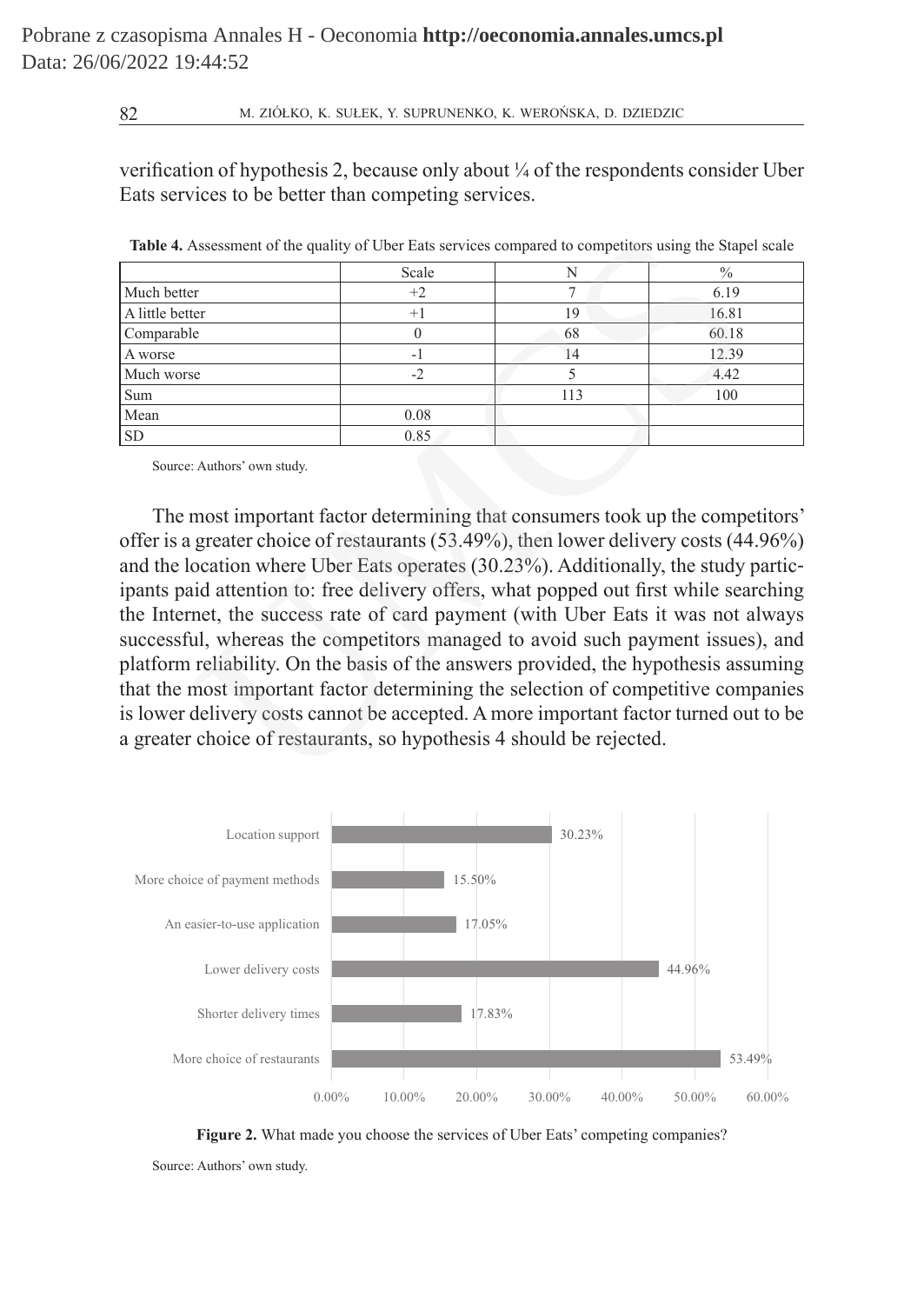verification of hypothesis 2, because only about ¼ of the respondents consider Uber Eats services to be better than competing services.

**Table 4.** Assessment of the quality of Uber Eats services compared to competitors using the Stapel scale

| | Scale | N | % |
|---|---|---|---|
| Much better | +2 | 7 | 6.19 |
| A little better | +1 | 19 | 16.81 |
| Comparable | 0 | 68 | 60.18 |
| A worse | -1 | 14 | 12.39 |
| Much worse | -2 | 5 | 4.42 |
| Sum | | 113 | 100 |
| Mean | 0.08 | | |
| SD | 0.85 | | |

Source: Authors' own study.

The most important factor determining that consumers took up the competitors' offer is a greater choice of restaurants (53.49%), then lower delivery costs (44.96%) and the location where Uber Eats operates (30.23%). Additionally, the study participants paid attention to: free delivery offers, what popped out first while searching the Internet, the success rate of card payment (with Uber Eats it was not always successful, whereas the competitors managed to avoid such payment issues), and platform reliability. On the basis of the answers provided, the hypothesis assuming that the most important factor determining the selection of competitive companies is lower delivery costs cannot be accepted. A more important factor turned out to be a greater choice of restaurants, so hypothesis 4 should be rejected.

Location support 30.23%
More choice of payment methods 15.50%
An easier-to-use application 17.05%
Lower delivery costs 44.96%
Shorter delivery times 17.83%
More choice of restaurants 53.49%

0.00% 10.00% 20.00% 30.00% 40.00% 50.00% 60.00%

**Figure 2.** What made you choose the services of Uber Eats' competing companies?

Source: Authors' own study.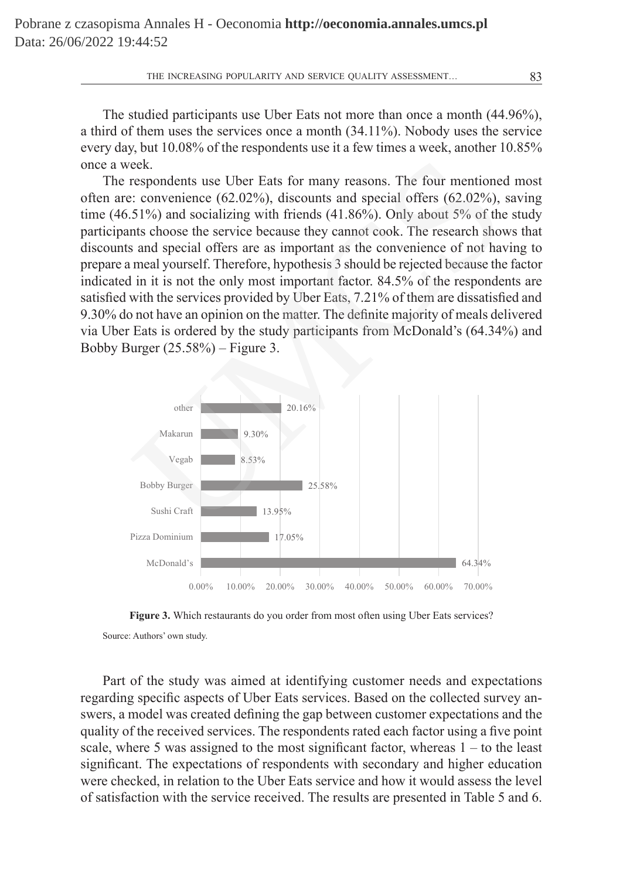The studied participants use Uber Eats not more than once a month (44.96%), a third of them uses the services once a month (34.11%). Nobody uses the service every day, but 10.08% of the respondents use it a few times a week, another 10.85% once a week.

The respondents use Uber Eats for many reasons. The four mentioned most often are: convenience (62.02%), discounts and special offers (62.02%), saving time (46.51%) and socializing with friends (41.86%). Only about 5% of the study participants choose the service because they cannot cook. The research shows that discounts and special offers are as important as the convenience of not having to prepare a meal yourself. Therefore, hypothesis 3 should be rejected because the factor indicated in it is not the only most important factor. 84.5% of the respondents are satisfied with the services provided by Uber Eats, 7.21% of them are dissatisfied and 9.30% do not have an opinion on the matter. The definite majority of meals delivered via Uber Eats is ordered by the study participants from McDonald's (64.34%) and Bobby Burger (25.58%) – Figure 3.

other 20.16%
Makarun 9.30%
Vegab 8.53%
Bobby Burger 25.58%
Sushi Craft 13.95%
Pizza Dominium 17.05%
McDonald's 64.34%

0.00% 10.00% 20.00% 30.00% 40.00% 50.00% 60.00% 70.00%

**Figure 3.** Which restaurants do you order from most often using Uber Eats services?

Source: Authors' own study.

Part of the study was aimed at identifying customer needs and expectations regarding specific aspects of Uber Eats services. Based on the collected survey answers, a model was created defining the gap between customer expectations and the quality of the received services. The respondents rated each factor using a five point scale, where 5 was assigned to the most significant factor, whereas 1 – to the least significant. The expectations of respondents with secondary and higher education were checked, in relation to the Uber Eats service and how it would assess the level of satisfaction with the service received. The results are presented in Table 5 and 6.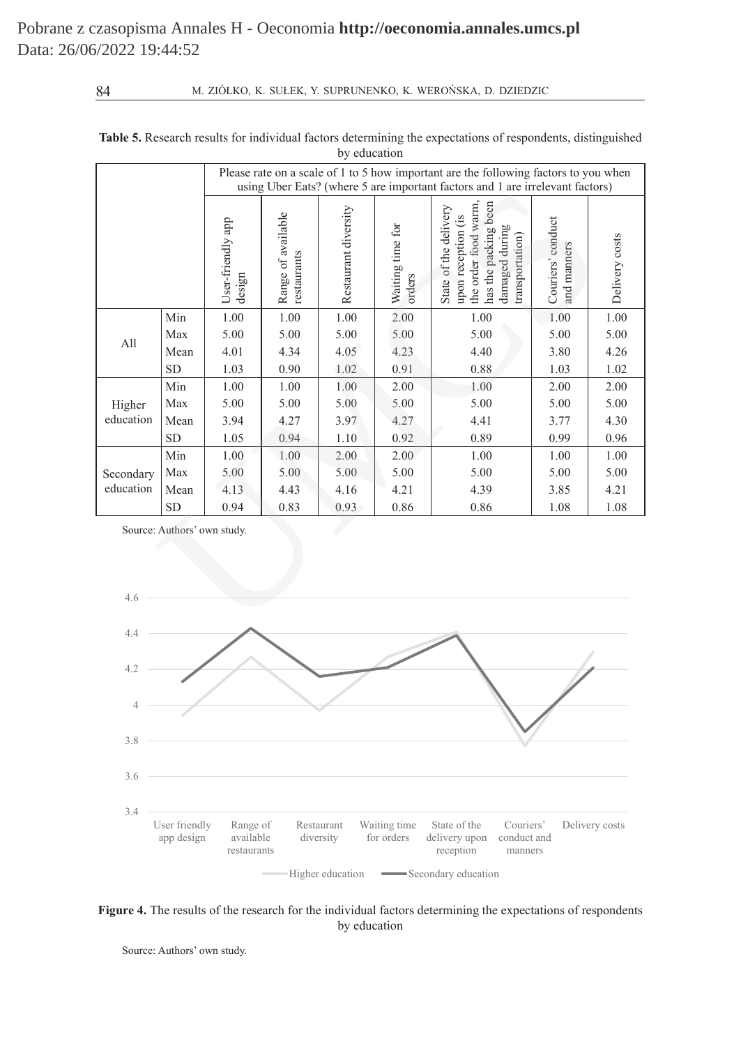**Table 5.** Research results for individual factors determining the expectations of respondents, distinguished by education

| | | Please rate on a scale of 1 to 5 how important are the following factors to you when using Uber Eats? (where 5 are important factors and 1 are irrelevant factors) | | | | | | |
|---|---|---|---|---|---|---|---|---|
| | | User-friendly app design | Range of available restaurants | Restaurant diversity | Waiting time for orders | State of the delivery upon reception (is the order food warm, has the packing been damaged during transportation) | Couriers' conduct and manners | Delivery costs |
| All | Min | 1.00 | 1.00 | 1.00 | 2.00 | 1.00 | 1.00 | 1.00 |
| | Max | 5.00 | 5.00 | 5.00 | 5.00 | 5.00 | 5.00 | 5.00 |
| | Mean | 4.01 | 4.34 | 4.05 | 4.23 | 4.40 | 3.80 | 4.26 |
| | SD | 1.03 | 0.90 | 1.02 | 0.91 | 0.88 | 1.03 | 1.02 |
| Higher education | Min | 1.00 | 1.00 | 1.00 | 2.00 | 1.00 | 2.00 | 2.00 |
| | Max | 5.00 | 5.00 | 5.00 | 5.00 | 5.00 | 5.00 | 5.00 |
| | Mean | 3.94 | 4.27 | 3.97 | 4.27 | 4.41 | 3.77 | 4.30 |
| | SD | 1.05 | 0.94 | 1.10 | 0.92 | 0.89 | 0.99 | 0.96 |
| Secondary education | Min | 1.00 | 1.00 | 2.00 | 2.00 | 1.00 | 1.00 | 1.00 |
| | Max | 5.00 | 5.00 | 5.00 | 5.00 | 5.00 | 5.00 | 5.00 |
| | Mean | 4.13 | 4.43 | 4.16 | 4.21 | 4.39 | 3.85 | 4.21 |
| | SD | 0.94 | 0.83 | 0.93 | 0.86 | 0.86 | 1.08 | 1.08 |

Source: Authors' own study.

**Figure 4.** The results of the research for the individual factors determining the expectations of respondents by education

Source: Authors' own study.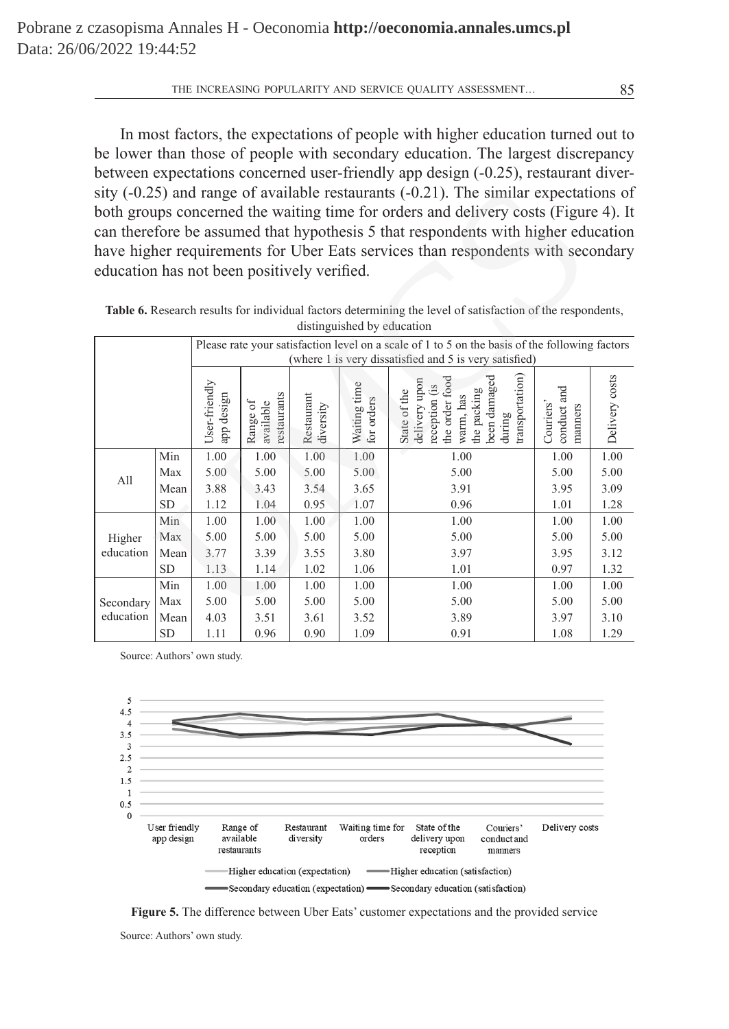In most factors, the expectations of people with higher education turned out to be lower than those of people with secondary education. The largest discrepancy between expectations concerned user-friendly app design (-0.25), restaurant diversity (-0.25) and range of available restaurants (-0.21). The similar expectations of both groups concerned the waiting time for orders and delivery costs (Figure 4). It can therefore be assumed that hypothesis 5 that respondents with higher education have higher requirements for Uber Eats services than respondents with secondary education has not been positively verified.

**Table 6.** Research results for individual factors determining the level of satisfaction of the respondents, distinguished by education

| | | Please rate your satisfaction level on a scale of 1 to 5 on the basis of the following factors (where 1 is very dissatisfied and 5 is very satisfied) | | | | | | |
|---|---|---|---|---|---|---|---|---|
| | | User-friendly app design | Range of available restaurants | Restaurant diversity | Waiting time for orders | State of the delivery upon reception (is the order food warm, has the packing been damaged during transportation) | Couriers' conduct and manners | Delivery costs |
| All | Min | 1.00 | 1.00 | 1.00 | 1.00 | 1.00 | 1.00 | 1.00 |
| | Max | 5.00 | 5.00 | 5.00 | 5.00 | 5.00 | 5.00 | 5.00 |
| | Mean | 3.88 | 3.43 | 3.54 | 3.65 | 3.91 | 3.95 | 3.09 |
| | SD | 1.12 | 1.04 | 0.95 | 1.07 | 0.96 | 1.01 | 1.28 |
| Higher education | Min | 1.00 | 1.00 | 1.00 | 1.00 | 1.00 | 1.00 | 1.00 |
| | Max | 5.00 | 5.00 | 5.00 | 5.00 | 5.00 | 5.00 | 5.00 |
| | Mean | 3.77 | 3.39 | 3.55 | 3.80 | 3.97 | 3.95 | 3.12 |
| | SD | 1.13 | 1.14 | 1.02 | 1.06 | 1.01 | 0.97 | 1.32 |
| Secondary education | Min | 1.00 | 1.00 | 1.00 | 1.00 | 1.00 | 1.00 | 1.00 |
| | Max | 5.00 | 5.00 | 5.00 | 5.00 | 5.00 | 5.00 | 5.00 |
| | Mean | 4.03 | 3.51 | 3.61 | 3.52 | 3.89 | 3.97 | 3.10 |
| | SD | 1.11 | 0.96 | 0.90 | 1.09 | 0.91 | 1.08 | 1.29 |

Source: Authors' own study.

5
4.5
4
3.5
3
2.5
2
1.5
1
0.5
0

User friendly app design
Range of available restaurants
Restaurant diversity
Waiting time for orders
State of the delivery upon reception
Couriers' conduct and manners
Delivery costs

Higher education (expectation)
Higher education (satisfaction)
Secondary education (expectation)
Secondary education (satisfaction)

**Figure 5.** The difference between Uber Eats' customer expectations and the provided service

Source: Authors' own study.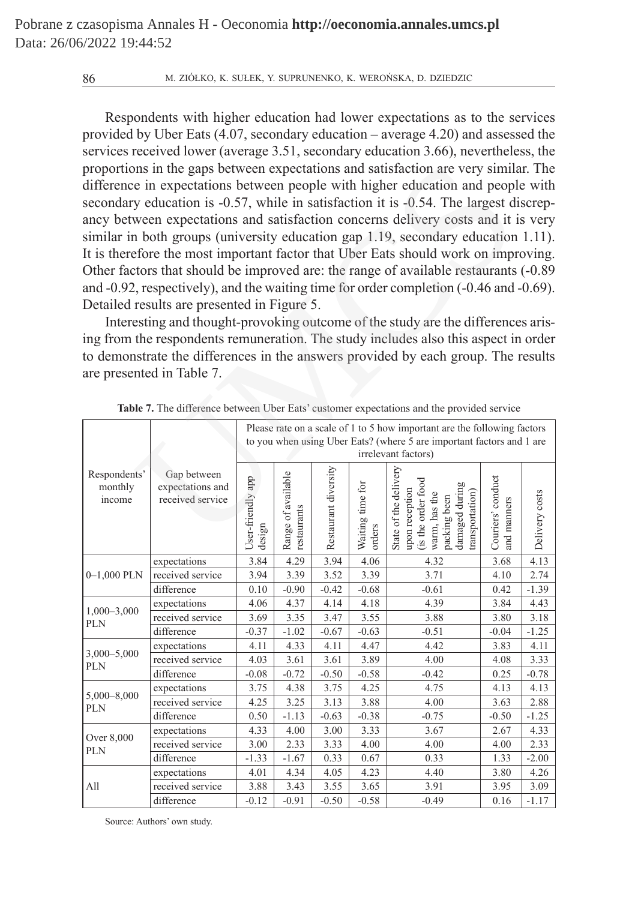Respondents with higher education had lower expectations as to the services provided by Uber Eats (4.07, secondary education – average 4.20) and assessed the services received lower (average 3.51, secondary education 3.66), nevertheless, the proportions in the gaps between expectations and satisfaction are very similar. The difference in expectations between people with higher education and people with secondary education is -0.57, while in satisfaction it is -0.54. The largest discrepancy between expectations and satisfaction concerns delivery costs and it is very similar in both groups (university education gap 1.19, secondary education 1.11). It is therefore the most important factor that Uber Eats should work on improving. Other factors that should be improved are: the range of available restaurants (-0.89 and -0.92, respectively), and the waiting time for order completion (-0.46 and -0.69). Detailed results are presented in Figure 5.

Interesting and thought-provoking outcome of the study are the differences arising from the respondents remuneration. The study includes also this aspect in order to demonstrate the differences in the answers provided by each group. The results are presented in Table 7.

**Table 7.** The difference between Uber Eats' customer expectations and the provided service

| Respondents' monthly income | Gap between expectations and received service | Please rate on a scale of 1 to 5 how important are the following factors to you when using Uber Eats? (where 5 are important factors and 1 are irrelevant factors) | | | | | | |
|---|---|---|---|---|---|---|---|---|
| | | User-friendly app design | Range of available restaurants | Restaurant diversity | Waiting time for orders | State of the delivery upon reception (is the order food warm, has the packing been damaged during transportation) | Couriers' conduct and manners | Delivery costs |
| 0–1,000 PLN | expectations | 3.84 | 4.29 | 3.94 | 4.06 | 4.32 | 3.68 | 4.13 |
| | received service | 3.94 | 3.39 | 3.52 | 3.39 | 3.71 | 4.10 | 2.74 |
| | difference | 0.10 | -0.90 | -0.42 | -0.68 | -0.61 | 0.42 | -1.39 |
| 1,000–3,000 PLN | expectations | 4.06 | 4.37 | 4.14 | 4.18 | 4.39 | 3.84 | 4.43 |
| | received service | 3.69 | 3.35 | 3.47 | 3.55 | 3.88 | 3.80 | 3.18 |
| | difference | -0.37 | -1.02 | -0.67 | -0.63 | -0.51 | -0.04 | -1.25 |
| 3,000–5,000 PLN | expectations | 4.11 | 4.33 | 4.11 | 4.47 | 4.42 | 3.83 | 4.11 |
| | received service | 4.03 | 3.61 | 3.61 | 3.89 | 4.00 | 4.08 | 3.33 |
| | difference | -0.08 | -0.72 | -0.50 | -0.58 | -0.42 | 0.25 | -0.78 |
| 5,000–8,000 PLN | expectations | 3.75 | 4.38 | 3.75 | 4.25 | 4.75 | 4.13 | 4.13 |
| | received service | 4.25 | 3.25 | 3.13 | 3.88 | 4.00 | 3.63 | 2.88 |
| | difference | 0.50 | -1.13 | -0.63 | -0.38 | -0.75 | -0.50 | -1.25 |
| Over 8,000 PLN | expectations | 4.33 | 4.00 | 3.00 | 3.33 | 3.67 | 2.67 | 4.33 |
| | received service | 3.00 | 2.33 | 3.33 | 4.00 | 4.00 | 4.00 | 2.33 |
| | difference | -1.33 | -1.67 | 0.33 | 0.67 | 0.33 | 1.33 | -2.00 |
| All | expectations | 4.01 | 4.34 | 4.05 | 4.23 | 4.40 | 3.80 | 4.26 |
| | received service | 3.88 | 3.43 | 3.55 | 3.65 | 3.91 | 3.95 | 3.09 |
| | difference | -0.12 | -0.91 | -0.50 | -0.58 | -0.49 | 0.16 | -1.17 |

Source: Authors' own study.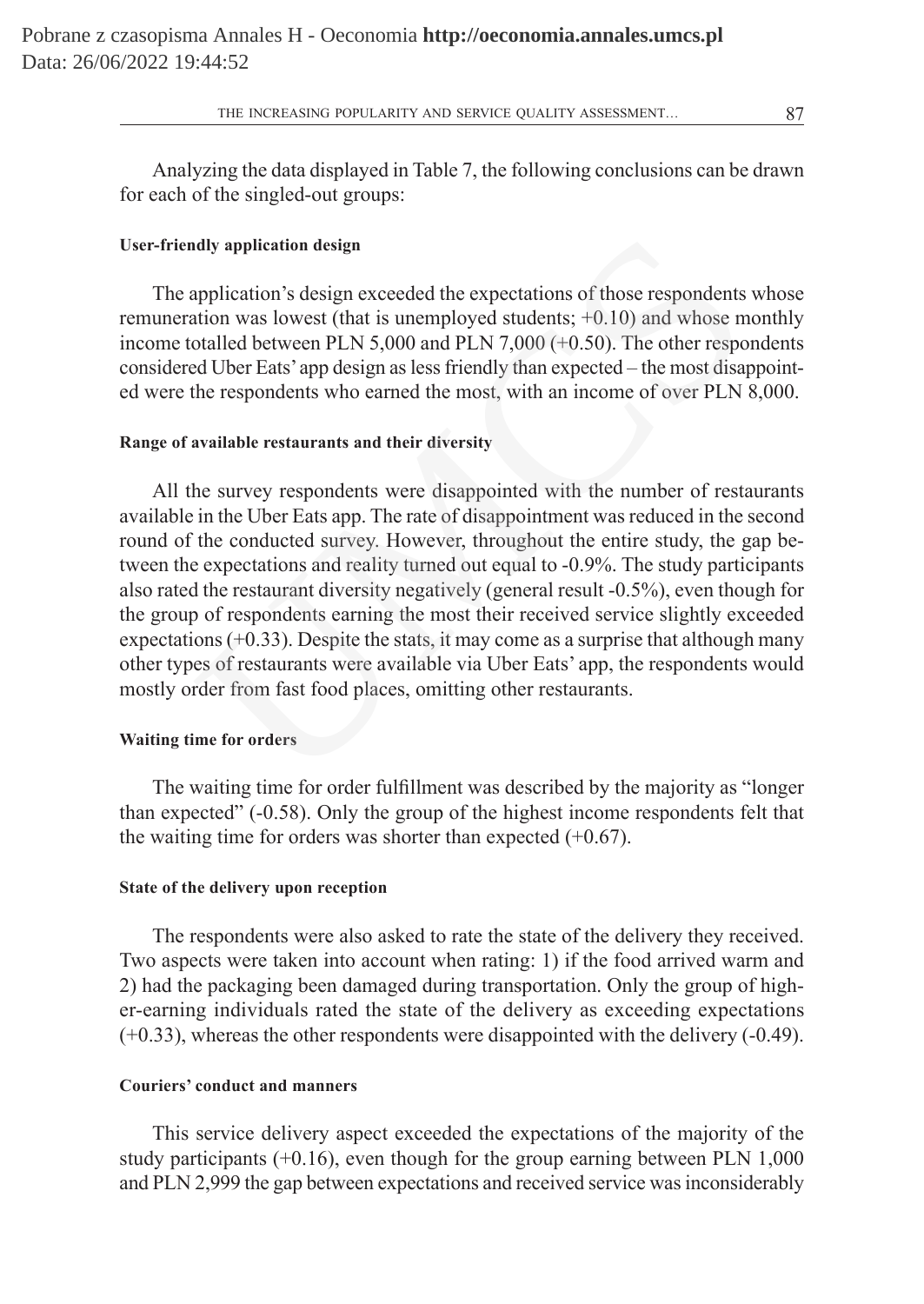Analyzing the data displayed in Table 7, the following conclusions can be drawn for each of the singled-out groups:

#### User-friendly application design

The application's design exceeded the expectations of those respondents whose remuneration was lowest (that is unemployed students; +0.10) and whose monthly income totalled between PLN 5,000 and PLN 7,000 (+0.50). The other respondents considered Uber Eats' app design as less friendly than expected – the most disappointed were the respondents who earned the most, with an income of over PLN 8,000.

#### Range of available restaurants and their diversity

All the survey respondents were disappointed with the number of restaurants available in the Uber Eats app. The rate of disappointment was reduced in the second round of the conducted survey. However, throughout the entire study, the gap between the expectations and reality turned out equal to -0.9%. The study participants also rated the restaurant diversity negatively (general result -0.5%), even though for the group of respondents earning the most their received service slightly exceeded expectations (+0.33). Despite the stats, it may come as a surprise that although many other types of restaurants were available via Uber Eats' app, the respondents would mostly order from fast food places, omitting other restaurants.

#### Waiting time for orders

The waiting time for order fulfillment was described by the majority as "longer than expected" (-0.58). Only the group of the highest income respondents felt that the waiting time for orders was shorter than expected (+0.67).

#### State of the delivery upon reception

The respondents were also asked to rate the state of the delivery they received. Two aspects were taken into account when rating: 1) if the food arrived warm and 2) had the packaging been damaged during transportation. Only the group of higher-earning individuals rated the state of the delivery as exceeding expectations (+0.33), whereas the other respondents were disappointed with the delivery (-0.49).

#### Couriers' conduct and manners

This service delivery aspect exceeded the expectations of the majority of the study participants (+0.16), even though for the group earning between PLN 1,000 and PLN 2,999 the gap between expectations and received service was inconsiderably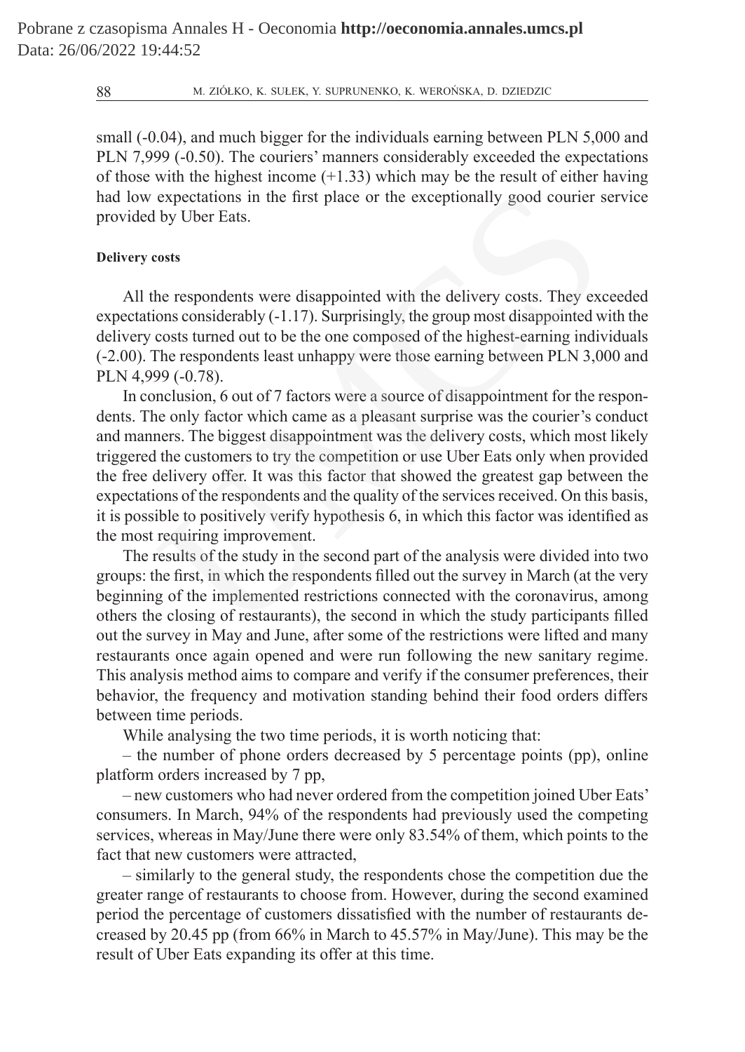small (-0.04), and much bigger for the individuals earning between PLN 5,000 and PLN 7,999 (-0.50). The couriers' manners considerably exceeded the expectations of those with the highest income (+1.33) which may be the result of either having had low expectations in the first place or the exceptionally good courier service provided by Uber Eats.

#### Delivery costs

All the respondents were disappointed with the delivery costs. They exceeded expectations considerably (-1.17). Surprisingly, the group most disappointed with the delivery costs turned out to be the one composed of the highest-earning individuals (-2.00). The respondents least unhappy were those earning between PLN 3,000 and PLN 4,999 (-0.78).

In conclusion, 6 out of 7 factors were a source of disappointment for the respondents. The only factor which came as a pleasant surprise was the courier's conduct and manners. The biggest disappointment was the delivery costs, which most likely triggered the customers to try the competition or use Uber Eats only when provided the free delivery offer. It was this factor that showed the greatest gap between the expectations of the respondents and the quality of the services received. On this basis, it is possible to positively verify hypothesis 6, in which this factor was identified as the most requiring improvement.

The results of the study in the second part of the analysis were divided into two groups: the first, in which the respondents filled out the survey in March (at the very beginning of the implemented restrictions connected with the coronavirus, among others the closing of restaurants), the second in which the study participants filled out the survey in May and June, after some of the restrictions were lifted and many restaurants once again opened and were run following the new sanitary regime. This analysis method aims to compare and verify if the consumer preferences, their behavior, the frequency and motivation standing behind their food orders differs between time periods.

While analysing the two time periods, it is worth noticing that:

– the number of phone orders decreased by 5 percentage points (pp), online platform orders increased by 7 pp,

– new customers who had never ordered from the competition joined Uber Eats' consumers. In March, 94% of the respondents had previously used the competing services, whereas in May/June there were only 83.54% of them, which points to the fact that new customers were attracted,

– similarly to the general study, the respondents chose the competition due the greater range of restaurants to choose from. However, during the second examined period the percentage of customers dissatisfied with the number of restaurants decreased by 20.45 pp (from 66% in March to 45.57% in May/June). This may be the result of Uber Eats expanding its offer at this time.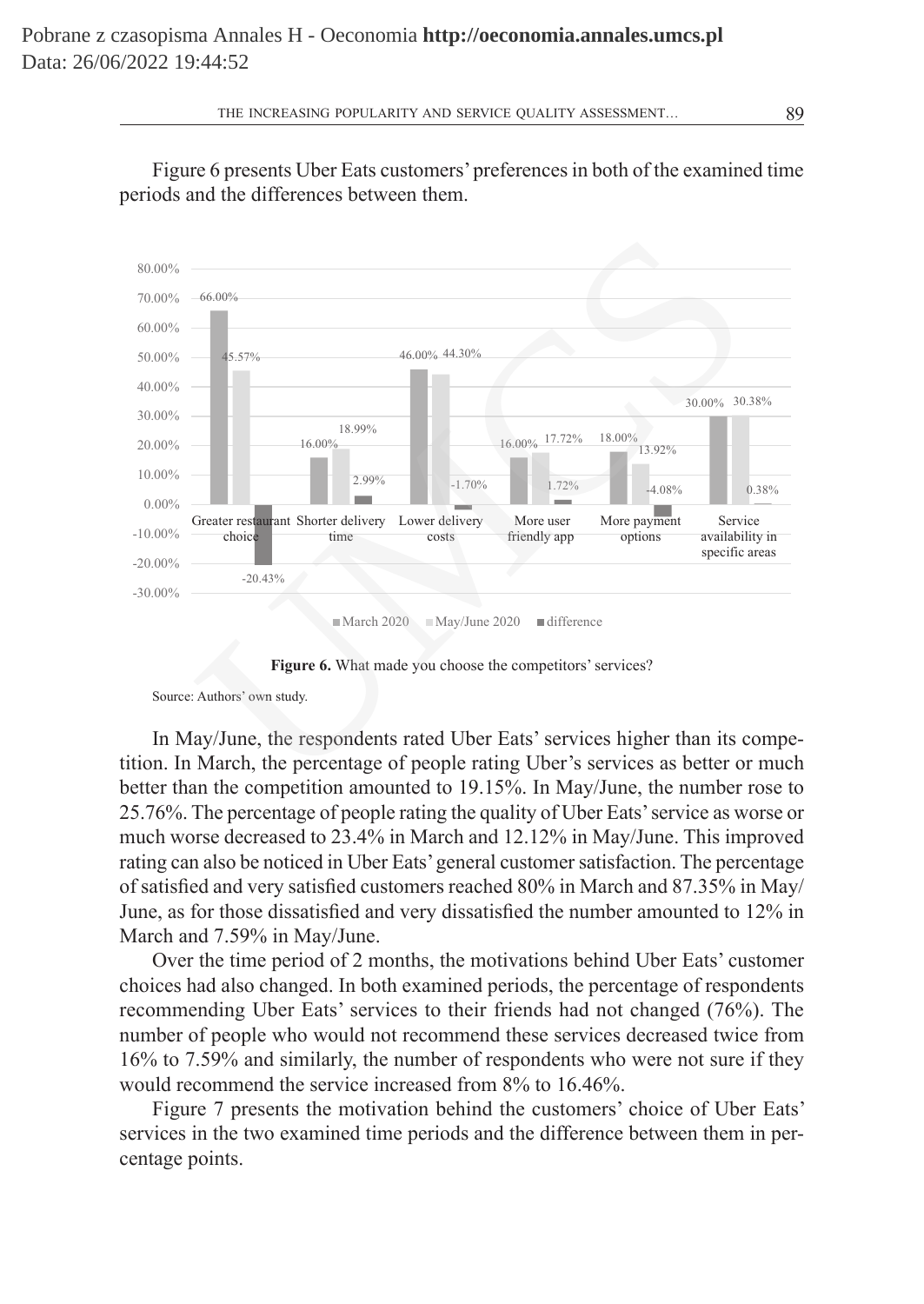Pobrane z czasopisma Annales H - Oeconomia **http://oeconomia.annales.umcs.pl**
Data: 26/06/2022 19:44:52

Figure 6 presents Uber Eats customers' preferences in both of the examined time periods and the differences between them.

80.00%
70.00%
60.00%
50.00%
40.00%
30.00%
20.00%
10.00%
0.00%
-10.00%
-20.00%
-30.00%

Greater restaurant choice: 66.00%, 45.57%, -20.43%
Shorter delivery time: 16.00%, 18.99%, 2.99%
Lower delivery costs: 46.00%, 44.30%, -1.70%
More user friendly app: 16.00%, 17.72%, 1.72%
More payment options: 18.00%, 13.92%, -4.08%
Service availability in specific areas: 30.00%, 30.38%, 0.38%

March 2020 May/June 2020 difference

**Figure 6.** What made you choose the competitors' services?

Source: Authors' own study.

In May/June, the respondents rated Uber Eats' services higher than its competition. In March, the percentage of people rating Uber's services as better or much better than the competition amounted to 19.15%. In May/June, the number rose to 25.76%. The percentage of people rating the quality of Uber Eats' service as worse or much worse decreased to 23.4% in March and 12.12% in May/June. This improved rating can also be noticed in Uber Eats' general customer satisfaction. The percentage of satisfied and very satisfied customers reached 80% in March and 87.35% in May/June, as for those dissatisfied and very dissatisfied the number amounted to 12% in March and 7.59% in May/June.

Over the time period of 2 months, the motivations behind Uber Eats' customer choices had also changed. In both examined periods, the percentage of respondents recommending Uber Eats' services to their friends had not changed (76%). The number of people who would not recommend these services decreased twice from 16% to 7.59% and similarly, the number of respondents who were not sure if they would recommend the service increased from 8% to 16.46%.

Figure 7 presents the motivation behind the customers' choice of Uber Eats' services in the two examined time periods and the difference between them in percentage points.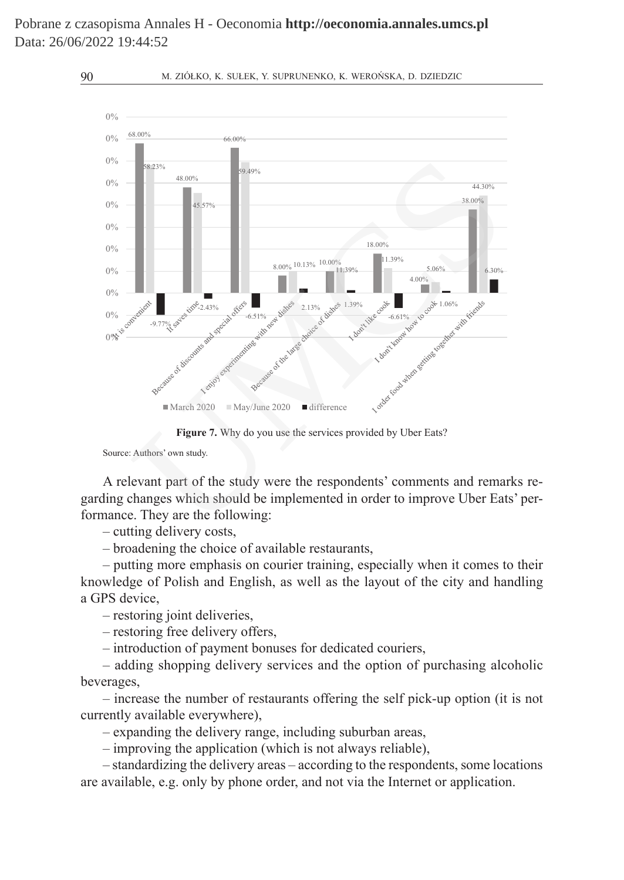0%
0%
0%
0%
0%
0%
0%
0%
0%
0%
0%

68.00% 58.23% -9.77% It is convenient
48.00% 45.57% -2.43% It saves time
66.00% 59.49% -6.51% Because of discounts and special offers
8.00% 10.13% 2.13% I enjoy experimenting with new dishes
10.00% 11.39% 1.39% Because of the large choice of dishes
18.00% 11.39% -6.61% I don't like cook
4.00% 5.06% 1.06% I don't know how to cook
38.00% 44.30% 6.30% I order food when getting together with friends

March 2020 May/June 2020 difference

**Figure 7.** Why do you use the services provided by Uber Eats?

Source: Authors' own study.

A relevant part of the study were the respondents' comments and remarks regarding changes which should be implemented in order to improve Uber Eats' performance. They are the following:

– cutting delivery costs,

– broadening the choice of available restaurants,

– putting more emphasis on courier training, especially when it comes to their knowledge of Polish and English, as well as the layout of the city and handling a GPS device,

– restoring joint deliveries,

– restoring free delivery offers,

– introduction of payment bonuses for dedicated couriers,

– adding shopping delivery services and the option of purchasing alcoholic beverages,

– increase the number of restaurants offering the self pick-up option (it is not currently available everywhere),

– expanding the delivery range, including suburban areas,

– improving the application (which is not always reliable),

– standardizing the delivery areas – according to the respondents, some locations are available, e.g. only by phone order, and not via the Internet or application.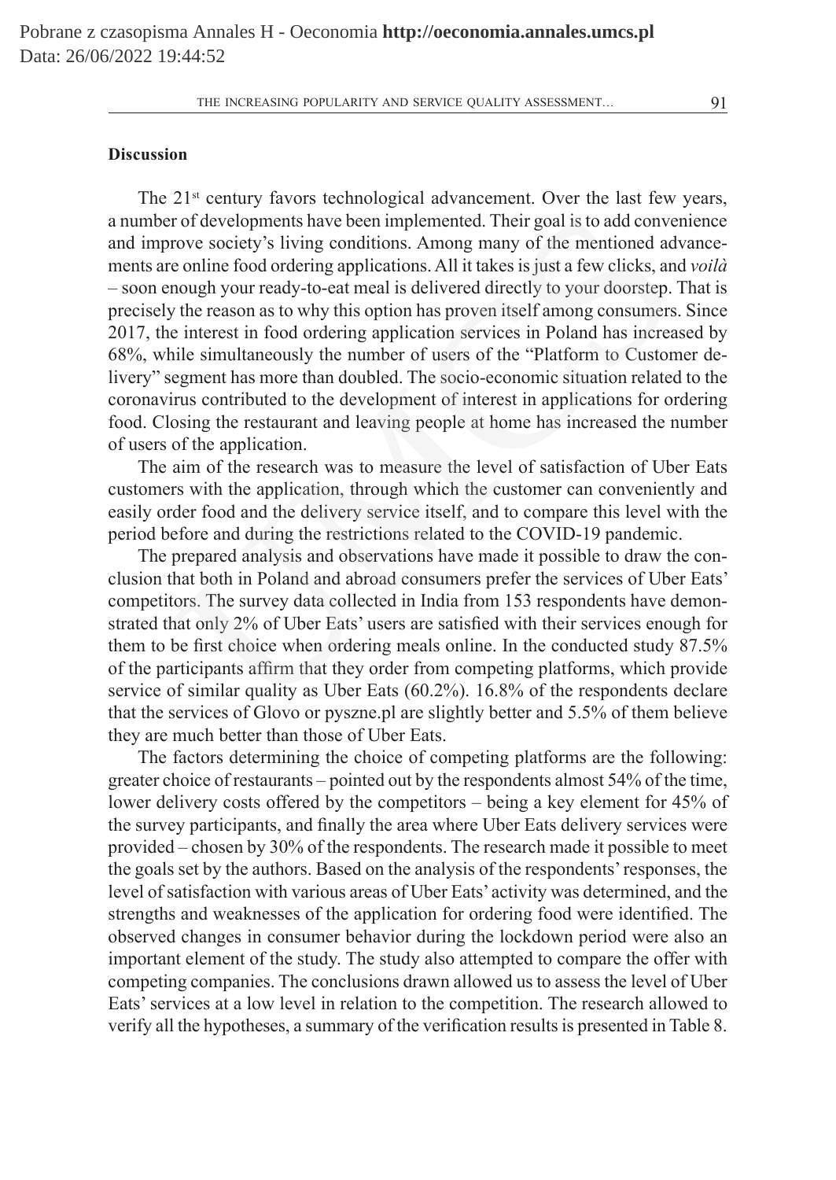## Discussion

The 21st century favors technological advancement. Over the last few years, a number of developments have been implemented. Their goal is to add convenience and improve society's living conditions. Among many of the mentioned advancements are online food ordering applications. All it takes is just a few clicks, and *voilà* – soon enough your ready-to-eat meal is delivered directly to your doorstep. That is precisely the reason as to why this option has proven itself among consumers. Since 2017, the interest in food ordering application services in Poland has increased by 68%, while simultaneously the number of users of the "Platform to Customer delivery" segment has more than doubled. The socio-economic situation related to the coronavirus contributed to the development of interest in applications for ordering food. Closing the restaurant and leaving people at home has increased the number of users of the application.

The aim of the research was to measure the level of satisfaction of Uber Eats customers with the application, through which the customer can conveniently and easily order food and the delivery service itself, and to compare this level with the period before and during the restrictions related to the COVID-19 pandemic.

The prepared analysis and observations have made it possible to draw the conclusion that both in Poland and abroad consumers prefer the services of Uber Eats' competitors. The survey data collected in India from 153 respondents have demonstrated that only 2% of Uber Eats' users are satisfied with their services enough for them to be first choice when ordering meals online. In the conducted study 87.5% of the participants affirm that they order from competing platforms, which provide service of similar quality as Uber Eats (60.2%). 16.8% of the respondents declare that the services of Glovo or pyszne.pl are slightly better and 5.5% of them believe they are much better than those of Uber Eats.

The factors determining the choice of competing platforms are the following: greater choice of restaurants – pointed out by the respondents almost 54% of the time, lower delivery costs offered by the competitors – being a key element for 45% of the survey participants, and finally the area where Uber Eats delivery services were provided – chosen by 30% of the respondents. The research made it possible to meet the goals set by the authors. Based on the analysis of the respondents' responses, the level of satisfaction with various areas of Uber Eats' activity was determined, and the strengths and weaknesses of the application for ordering food were identified. The observed changes in consumer behavior during the lockdown period were also an important element of the study. The study also attempted to compare the offer with competing companies. The conclusions drawn allowed us to assess the level of Uber Eats' services at a low level in relation to the competition. The research allowed to verify all the hypotheses, a summary of the verification results is presented in Table 8.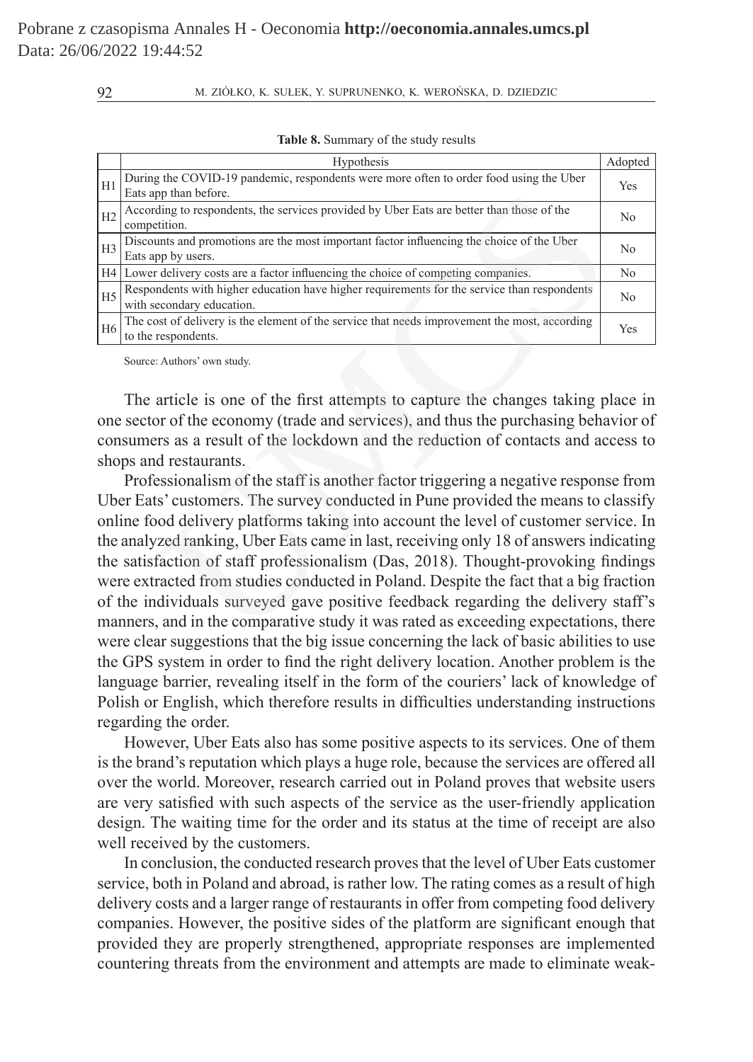**Table 8.** Summary of the study results

| | Hypothesis | Adopted |
|---|---|---|
| H1 | During the COVID-19 pandemic, respondents were more often to order food using the Uber Eats app than before. | Yes |
| H2 | According to respondents, the services provided by Uber Eats are better than those of the competition. | No |
| H3 | Discounts and promotions are the most important factor influencing the choice of the Uber Eats app by users. | No |
| H4 | Lower delivery costs are a factor influencing the choice of competing companies. | No |
| H5 | Respondents with higher education have higher requirements for the service than respondents with secondary education. | No |
| H6 | The cost of delivery is the element of the service that needs improvement the most, according to the respondents. | Yes |

Source: Authors' own study.

The article is one of the first attempts to capture the changes taking place in one sector of the economy (trade and services), and thus the purchasing behavior of consumers as a result of the lockdown and the reduction of contacts and access to shops and restaurants.

Professionalism of the staff is another factor triggering a negative response from Uber Eats' customers. The survey conducted in Pune provided the means to classify online food delivery platforms taking into account the level of customer service. In the analyzed ranking, Uber Eats came in last, receiving only 18 of answers indicating the satisfaction of staff professionalism (Das, 2018). Thought-provoking findings were extracted from studies conducted in Poland. Despite the fact that a big fraction of the individuals surveyed gave positive feedback regarding the delivery staff's manners, and in the comparative study it was rated as exceeding expectations, there were clear suggestions that the big issue concerning the lack of basic abilities to use the GPS system in order to find the right delivery location. Another problem is the language barrier, revealing itself in the form of the couriers' lack of knowledge of Polish or English, which therefore results in difficulties understanding instructions regarding the order.

However, Uber Eats also has some positive aspects to its services. One of them is the brand's reputation which plays a huge role, because the services are offered all over the world. Moreover, research carried out in Poland proves that website users are very satisfied with such aspects of the service as the user-friendly application design. The waiting time for the order and its status at the time of receipt are also well received by the customers.

In conclusion, the conducted research proves that the level of Uber Eats customer service, both in Poland and abroad, is rather low. The rating comes as a result of high delivery costs and a larger range of restaurants in offer from competing food delivery companies. However, the positive sides of the platform are significant enough that provided they are properly strengthened, appropriate responses are implemented countering threats from the environment and attempts are made to eliminate weak-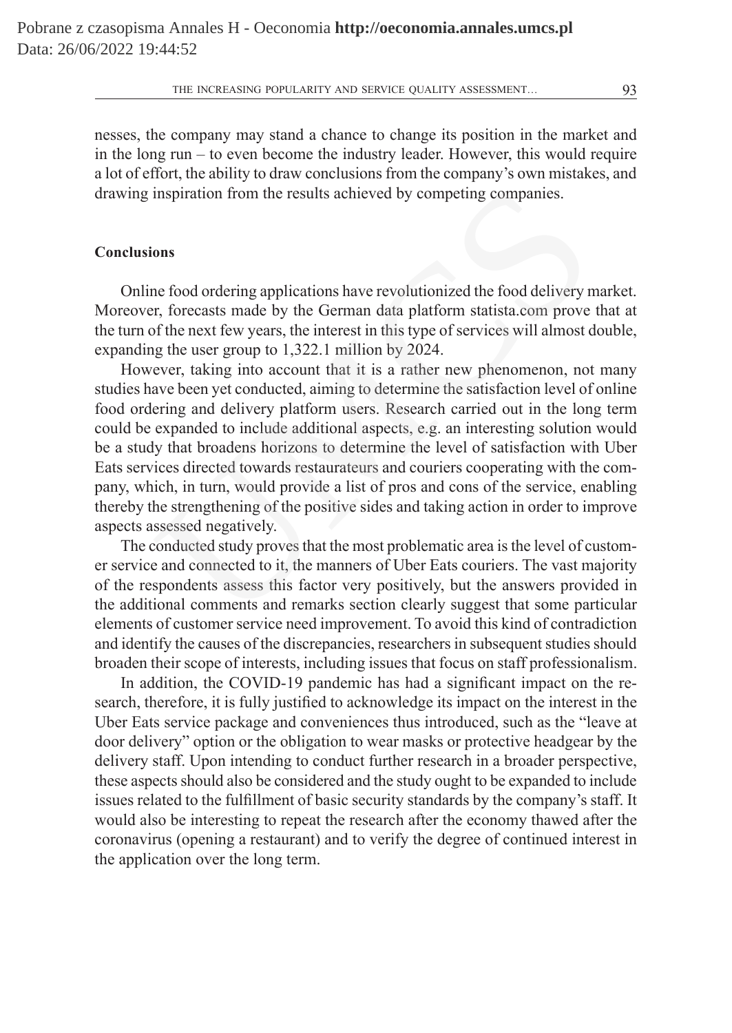nesses, the company may stand a chance to change its position in the market and in the long run – to even become the industry leader. However, this would require a lot of effort, the ability to draw conclusions from the company's own mistakes, and drawing inspiration from the results achieved by competing companies.

## Conclusions

Online food ordering applications have revolutionized the food delivery market. Moreover, forecasts made by the German data platform statista.com prove that at the turn of the next few years, the interest in this type of services will almost double, expanding the user group to 1,322.1 million by 2024.

However, taking into account that it is a rather new phenomenon, not many studies have been yet conducted, aiming to determine the satisfaction level of online food ordering and delivery platform users. Research carried out in the long term could be expanded to include additional aspects, e.g. an interesting solution would be a study that broadens horizons to determine the level of satisfaction with Uber Eats services directed towards restaurateurs and couriers cooperating with the company, which, in turn, would provide a list of pros and cons of the service, enabling thereby the strengthening of the positive sides and taking action in order to improve aspects assessed negatively.

The conducted study proves that the most problematic area is the level of customer service and connected to it, the manners of Uber Eats couriers. The vast majority of the respondents assess this factor very positively, but the answers provided in the additional comments and remarks section clearly suggest that some particular elements of customer service need improvement. To avoid this kind of contradiction and identify the causes of the discrepancies, researchers in subsequent studies should broaden their scope of interests, including issues that focus on staff professionalism.

In addition, the COVID-19 pandemic has had a significant impact on the research, therefore, it is fully justified to acknowledge its impact on the interest in the Uber Eats service package and conveniences thus introduced, such as the "leave at door delivery" option or the obligation to wear masks or protective headgear by the delivery staff. Upon intending to conduct further research in a broader perspective, these aspects should also be considered and the study ought to be expanded to include issues related to the fulfillment of basic security standards by the company's staff. It would also be interesting to repeat the research after the economy thawed after the coronavirus (opening a restaurant) and to verify the degree of continued interest in the application over the long term.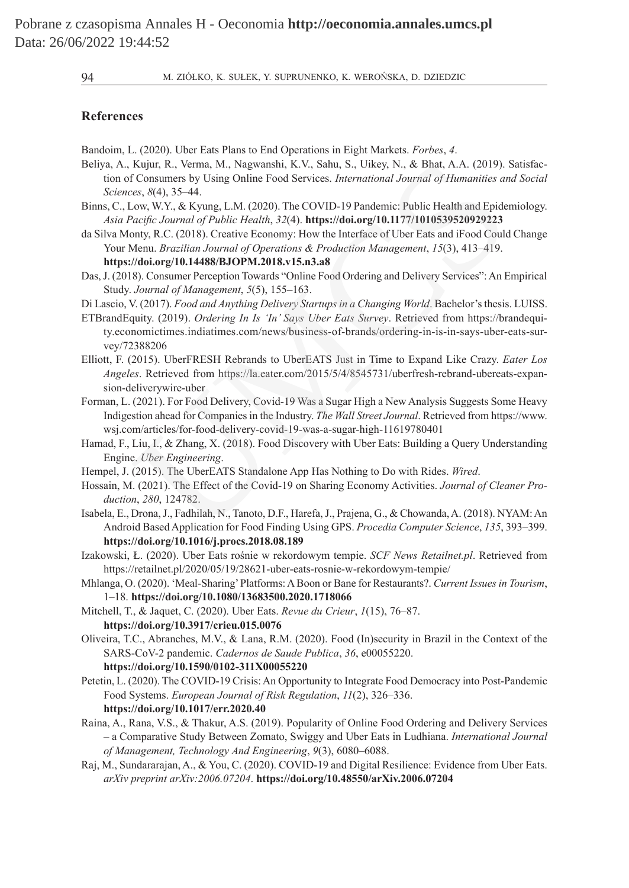## References

Bandoim, L. (2020). Uber Eats Plans to End Operations in Eight Markets. *Forbes*, *4*.

Beliya, A., Kujur, R., Verma, M., Nagwanshi, K.V., Sahu, S., Uikey, N., & Bhat, A.A. (2019). Satisfaction of Consumers by Using Online Food Services. *International Journal of Humanities and Social Sciences*, *8*(4), 35–44.

Binns, C., Low, W.Y., & Kyung, L.M. (2020). The COVID-19 Pandemic: Public Health and Epidemiology. *Asia Pacific Journal of Public Health*, *32*(4). **https://doi.org/10.1177/1010539520929223**

da Silva Monty, R.C. (2018). Creative Economy: How the Interface of Uber Eats and iFood Could Change Your Menu. *Brazilian Journal of Operations & Production Management*, *15*(3), 413–419. **https://doi.org/10.14488/BJOPM.2018.v15.n3.a8**

Das, J. (2018). Consumer Perception Towards "Online Food Ordering and Delivery Services": An Empirical Study. *Journal of Management*, *5*(5), 155–163.

Di Lascio, V. (2017). *Food and Anything Delivery Startups in a Changing World*. Bachelor's thesis. LUISS.

ETBrandEquity. (2019). *Ordering In Is 'In' Says Uber Eats Survey*. Retrieved from https://brandequity.economictimes.indiatimes.com/news/business-of-brands/ordering-in-is-in-says-uber-eats-survey/72388206

Elliott, F. (2015). UberFRESH Rebrands to UberEATS Just in Time to Expand Like Crazy. *Eater Los Angeles*. Retrieved from https://la.eater.com/2015/5/4/8545731/uberfresh-rebrand-ubereats-expansion-deliverywire-uber

Forman, L. (2021). For Food Delivery, Covid-19 Was a Sugar High a New Analysis Suggests Some Heavy Indigestion ahead for Companies in the Industry. *The Wall Street Journal*. Retrieved from https://www.wsj.com/articles/for-food-delivery-covid-19-was-a-sugar-high-11619780401

Hamad, F., Liu, I., & Zhang, X. (2018). Food Discovery with Uber Eats: Building a Query Understanding Engine. *Uber Engineering*.

Hempel, J. (2015). The UberEATS Standalone App Has Nothing to Do with Rides. *Wired*.

Hossain, M. (2021). The Effect of the Covid-19 on Sharing Economy Activities. *Journal of Cleaner Production*, *280*, 124782.

Isabela, E., Drona, J., Fadhilah, N., Tanoto, D.F., Harefa, J., Prajena, G., & Chowanda, A. (2018). NYAM: An Android Based Application for Food Finding Using GPS. *Procedia Computer Science*, *135*, 393–399. **https://doi.org/10.1016/j.procs.2018.08.189**

Izakowski, Ł. (2020). Uber Eats rośnie w rekordowym tempie. *SCF News Retailnet.pl*. Retrieved from https://retailnet.pl/2020/05/19/28621-uber-eats-rosnie-w-rekordowym-tempie/

Mhlanga, O. (2020). 'Meal-Sharing' Platforms: A Boon or Bane for Restaurants?. *Current Issues in Tourism*, 1–18. **https://doi.org/10.1080/13683500.2020.1718066**

Mitchell, T., & Jaquet, C. (2020). Uber Eats. *Revue du Crieur*, *1*(15), 76–87. **https://doi.org/10.3917/crieu.015.0076**

Oliveira, T.C., Abranches, M.V., & Lana, R.M. (2020). Food (In)security in Brazil in the Context of the SARS-CoV-2 pandemic. *Cadernos de Saude Publica*, *36*, e00055220. **https://doi.org/10.1590/0102-311X00055220**

Petetin, L. (2020). The COVID-19 Crisis: An Opportunity to Integrate Food Democracy into Post-Pandemic Food Systems. *European Journal of Risk Regulation*, *11*(2), 326–336. **https://doi.org/10.1017/err.2020.40**

Raina, A., Rana, V.S., & Thakur, A.S. (2019). Popularity of Online Food Ordering and Delivery Services – a Comparative Study Between Zomato, Swiggy and Uber Eats in Ludhiana. *International Journal of Management, Technology And Engineering*, *9*(3), 6080–6088.

Raj, M., Sundararajan, A., & You, C. (2020). COVID-19 and Digital Resilience: Evidence from Uber Eats. *arXiv preprint arXiv:2006.07204*. **https://doi.org/10.48550/arXiv.2006.07204**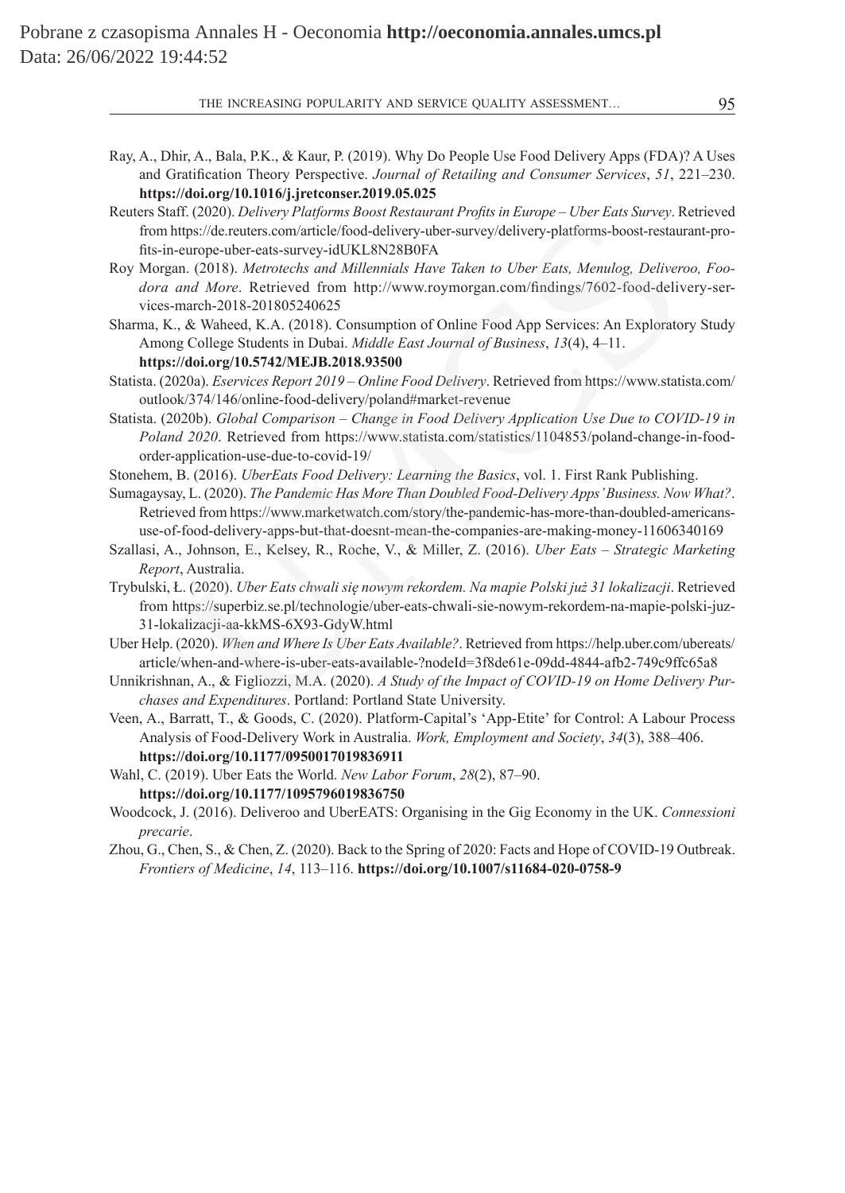Ray, A., Dhir, A., Bala, P.K., & Kaur, P. (2019). Why Do People Use Food Delivery Apps (FDA)? A Uses and Gratification Theory Perspective. *Journal of Retailing and Consumer Services*, *51*, 221–230. **https://doi.org/10.1016/j.jretconser.2019.05.025**

Reuters Staff. (2020). *Delivery Platforms Boost Restaurant Profits in Europe – Uber Eats Survey*. Retrieved from https://de.reuters.com/article/food-delivery-uber-survey/delivery-platforms-boost-restaurant-profits-in-europe-uber-eats-survey-idUKL8N28B0FA

Roy Morgan. (2018). *Metrotechs and Millennials Have Taken to Uber Eats, Menulog, Deliveroo, Foodora and More*. Retrieved from http://www.roymorgan.com/findings/7602-food-delivery-services-march-2018-201805240625

Sharma, K., & Waheed, K.A. (2018). Consumption of Online Food App Services: An Exploratory Study Among College Students in Dubai. *Middle East Journal of Business*, *13*(4), 4–11. **https://doi.org/10.5742/MEJB.2018.93500**

Statista. (2020a). *Eservices Report 2019 – Online Food Delivery*. Retrieved from https://www.statista.com/outlook/374/146/online-food-delivery/poland#market-revenue

Statista. (2020b). *Global Comparison – Change in Food Delivery Application Use Due to COVID-19 in Poland 2020*. Retrieved from https://www.statista.com/statistics/1104853/poland-change-in-food-order-application-use-due-to-covid-19/

Stonehem, B. (2016). *UberEats Food Delivery: Learning the Basics*, vol. 1. First Rank Publishing.

Sumagaysay, L. (2020). *The Pandemic Has More Than Doubled Food-Delivery Apps' Business. Now What?*. Retrieved from https://www.marketwatch.com/story/the-pandemic-has-more-than-doubled-americans-use-of-food-delivery-apps-but-that-doesnt-mean-the-companies-are-making-money-11606340169

Szallasi, A., Johnson, E., Kelsey, R., Roche, V., & Miller, Z. (2016). *Uber Eats – Strategic Marketing Report*, Australia.

Trybulski, Ł. (2020). *Uber Eats chwali się nowym rekordem. Na mapie Polski już 31 lokalizacji*. Retrieved from https://superbiz.se.pl/technologie/uber-eats-chwali-sie-nowym-rekordem-na-mapie-polski-juz-31-lokalizacji-aa-kkMS-6X93-GdyW.html

Uber Help. (2020). *When and Where Is Uber Eats Available?*. Retrieved from https://help.uber.com/ubereats/article/when-and-where-is-uber-eats-available-?nodeId=3f8de61e-09dd-4844-afb2-749c9ffc65a8

Unnikrishnan, A., & Figliozzi, M.A. (2020). *A Study of the Impact of COVID-19 on Home Delivery Purchases and Expenditures*. Portland: Portland State University.

Veen, A., Barratt, T., & Goods, C. (2020). Platform-Capital's 'App-Etite' for Control: A Labour Process Analysis of Food-Delivery Work in Australia. *Work, Employment and Society*, *34*(3), 388–406. **https://doi.org/10.1177/0950017019836911**

Wahl, C. (2019). Uber Eats the World. *New Labor Forum*, *28*(2), 87–90. **https://doi.org/10.1177/1095796019836750**

Woodcock, J. (2016). Deliveroo and UberEATS: Organising in the Gig Economy in the UK. *Connessioni precarie*.

Zhou, G., Chen, S., & Chen, Z. (2020). Back to the Spring of 2020: Facts and Hope of COVID-19 Outbreak. *Frontiers of Medicine*, *14*, 113–116. **https://doi.org/10.1007/s11684-020-0758-9**